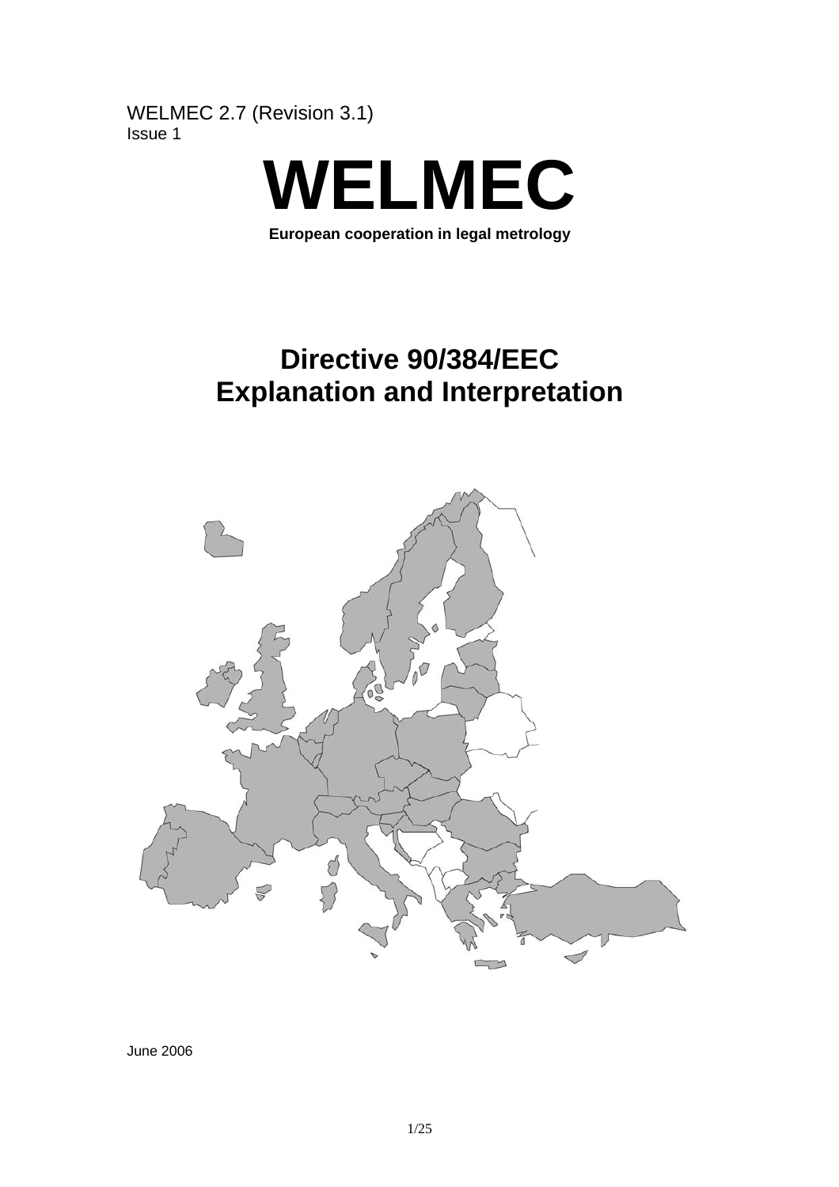WELMEC 2.7 (Revision 3.1)
Issue 1

# WELMEC

**European cooperation in legal metrology**

## Directive 90/384/EEC
## Explanation and Interpretation

June 2006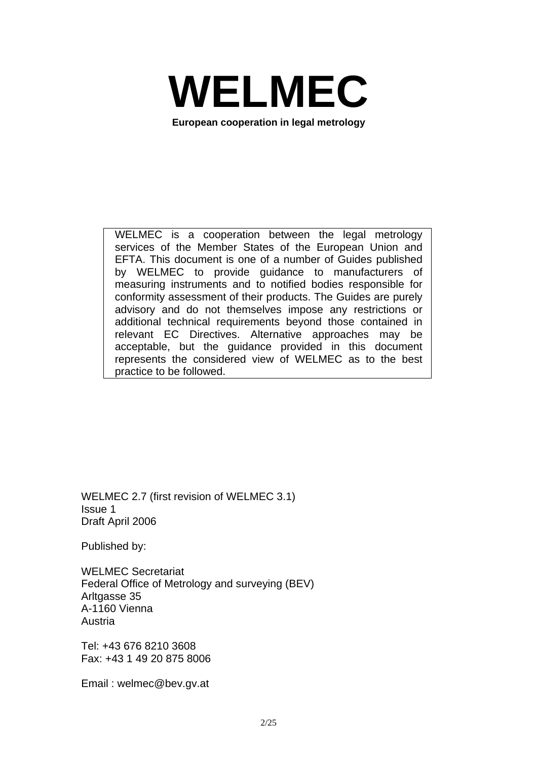# WELMEC

**European cooperation in legal metrology**

WELMEC is a cooperation between the legal metrology services of the Member States of the European Union and EFTA. This document is one of a number of Guides published by WELMEC to provide guidance to manufacturers of measuring instruments and to notified bodies responsible for conformity assessment of their products. The Guides are purely advisory and do not themselves impose any restrictions or additional technical requirements beyond those contained in relevant EC Directives. Alternative approaches may be acceptable, but the guidance provided in this document represents the considered view of WELMEC as to the best practice to be followed.

WELMEC 2.7 (first revision of WELMEC 3.1)
Issue 1
Draft April 2006

Published by:

WELMEC Secretariat
Federal Office of Metrology and surveying (BEV)
Arltgasse 35
A-1160 Vienna
Austria

Tel: +43 676 8210 3608
Fax: +43 1 49 20 875 8006

Email : welmec@bev.gv.at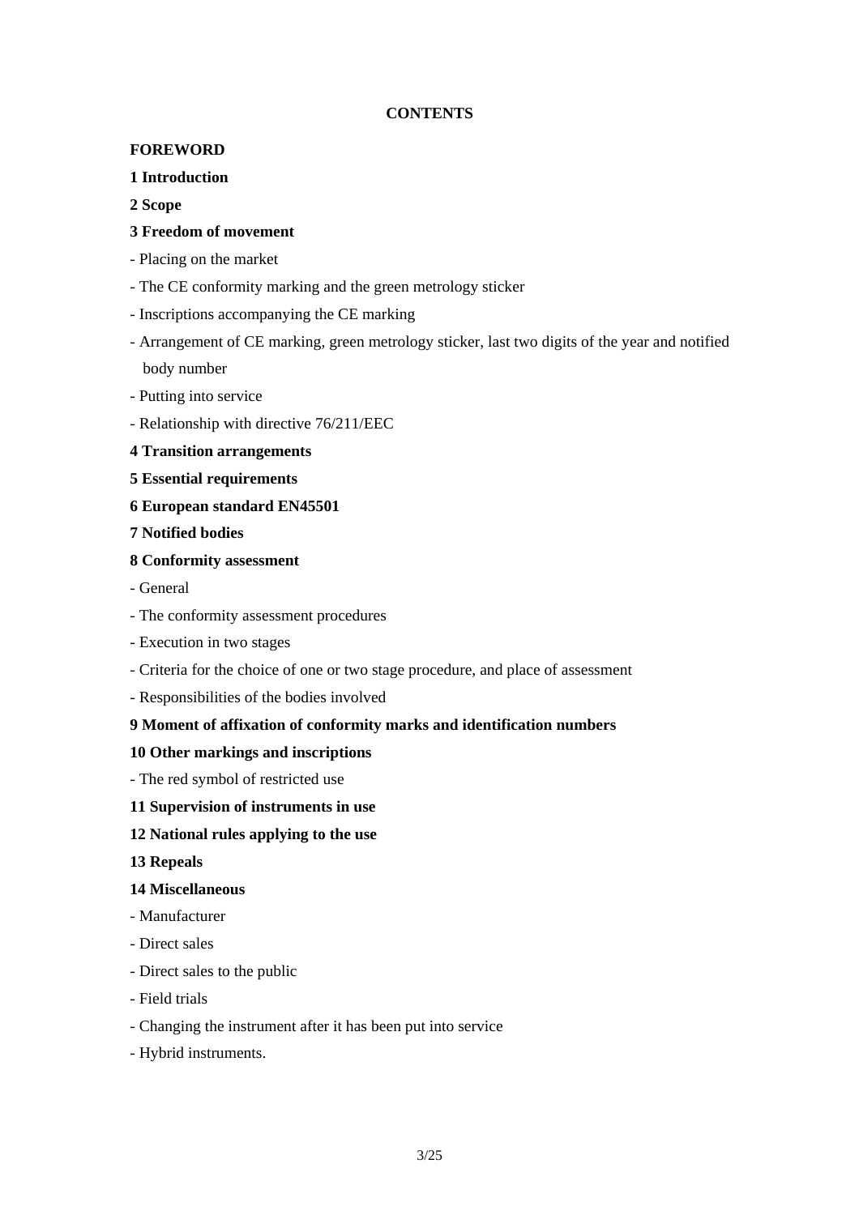**CONTENTS**

**FOREWORD**

**1 Introduction**

**2 Scope**

**3 Freedom of movement**

- Placing on the market
- The CE conformity marking and the green metrology sticker
- Inscriptions accompanying the CE marking
- Arrangement of CE marking, green metrology sticker, last two digits of the year and notified body number
- Putting into service
- Relationship with directive 76/211/EEC

**4 Transition arrangements**

**5 Essential requirements**

**6 European standard EN45501**

**7 Notified bodies**

**8 Conformity assessment**

- General
- The conformity assessment procedures
- Execution in two stages
- Criteria for the choice of one or two stage procedure, and place of assessment
- Responsibilities of the bodies involved

**9 Moment of affixation of conformity marks and identification numbers**

**10 Other markings and inscriptions**

- The red symbol of restricted use

**11 Supervision of instruments in use**

**12 National rules applying to the use**

**13 Repeals**

**14 Miscellaneous**

- Manufacturer
- Direct sales
- Direct sales to the public
- Field trials
- Changing the instrument after it has been put into service
- Hybrid instruments.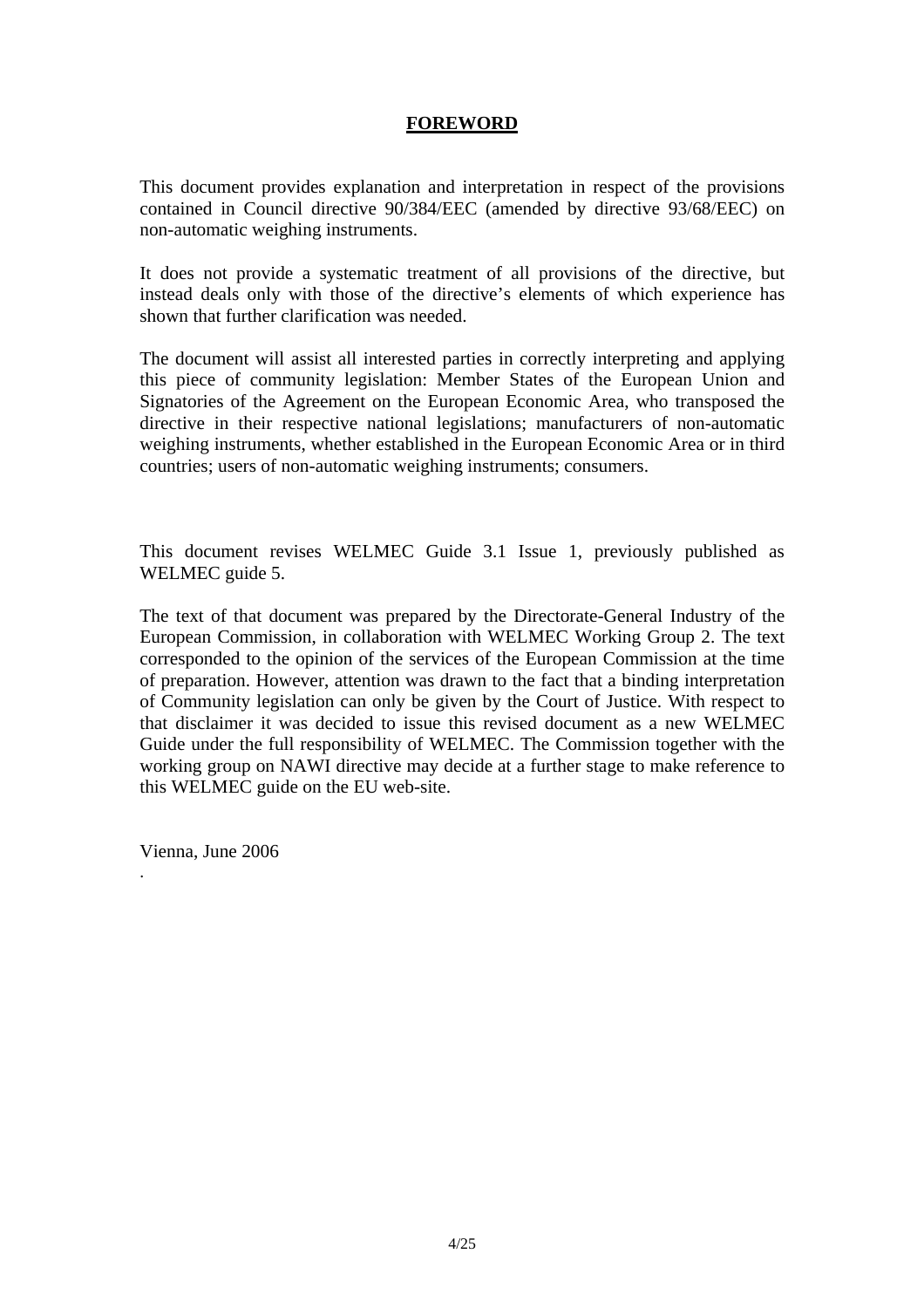# FOREWORD

This document provides explanation and interpretation in respect of the provisions contained in Council directive 90/384/EEC (amended by directive 93/68/EEC) on non-automatic weighing instruments.

It does not provide a systematic treatment of all provisions of the directive, but instead deals only with those of the directive's elements of which experience has shown that further clarification was needed.

The document will assist all interested parties in correctly interpreting and applying this piece of community legislation: Member States of the European Union and Signatories of the Agreement on the European Economic Area, who transposed the directive in their respective national legislations; manufacturers of non-automatic weighing instruments, whether established in the European Economic Area or in third countries; users of non-automatic weighing instruments; consumers.

This document revises WELMEC Guide 3.1 Issue 1, previously published as WELMEC guide 5.

The text of that document was prepared by the Directorate-General Industry of the European Commission, in collaboration with WELMEC Working Group 2. The text corresponded to the opinion of the services of the European Commission at the time of preparation. However, attention was drawn to the fact that a binding interpretation of Community legislation can only be given by the Court of Justice. With respect to that disclaimer it was decided to issue this revised document as a new WELMEC Guide under the full responsibility of WELMEC. The Commission together with the working group on NAWI directive may decide at a further stage to make reference to this WELMEC guide on the EU web-site.

Vienna, June 2006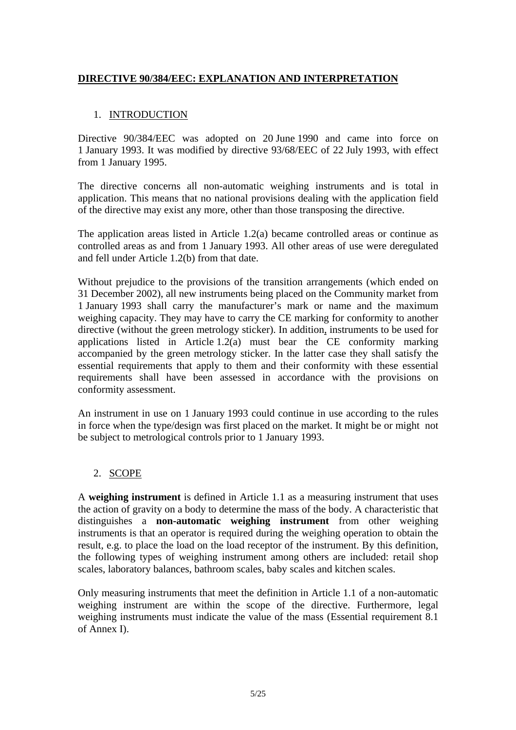# DIRECTIVE 90/384/EEC: EXPLANATION AND INTERPRETATION

## 1. INTRODUCTION

Directive 90/384/EEC was adopted on 20 June 1990 and came into force on 1 January 1993. It was modified by directive 93/68/EEC of 22 July 1993, with effect from 1 January 1995.

The directive concerns all non-automatic weighing instruments and is total in application. This means that no national provisions dealing with the application field of the directive may exist any more, other than those transposing the directive.

The application areas listed in Article 1.2(a) became controlled areas or continue as controlled areas as and from 1 January 1993. All other areas of use were deregulated and fell under Article 1.2(b) from that date.

Without prejudice to the provisions of the transition arrangements (which ended on 31 December 2002), all new instruments being placed on the Community market from 1 January 1993 shall carry the manufacturer's mark or name and the maximum weighing capacity. They may have to carry the CE marking for conformity to another directive (without the green metrology sticker). In addition, instruments to be used for applications listed in Article 1.2(a) must bear the CE conformity marking accompanied by the green metrology sticker. In the latter case they shall satisfy the essential requirements that apply to them and their conformity with these essential requirements shall have been assessed in accordance with the provisions on conformity assessment.

An instrument in use on 1 January 1993 could continue in use according to the rules in force when the type/design was first placed on the market. It might be or might not be subject to metrological controls prior to 1 January 1993.

## 2. SCOPE

A **weighing instrument** is defined in Article 1.1 as a measuring instrument that uses the action of gravity on a body to determine the mass of the body. A characteristic that distinguishes a **non-automatic weighing instrument** from other weighing instruments is that an operator is required during the weighing operation to obtain the result, e.g. to place the load on the load receptor of the instrument. By this definition, the following types of weighing instrument among others are included: retail shop scales, laboratory balances, bathroom scales, baby scales and kitchen scales.

Only measuring instruments that meet the definition in Article 1.1 of a non-automatic weighing instrument are within the scope of the directive. Furthermore, legal weighing instruments must indicate the value of the mass (Essential requirement 8.1 of Annex I).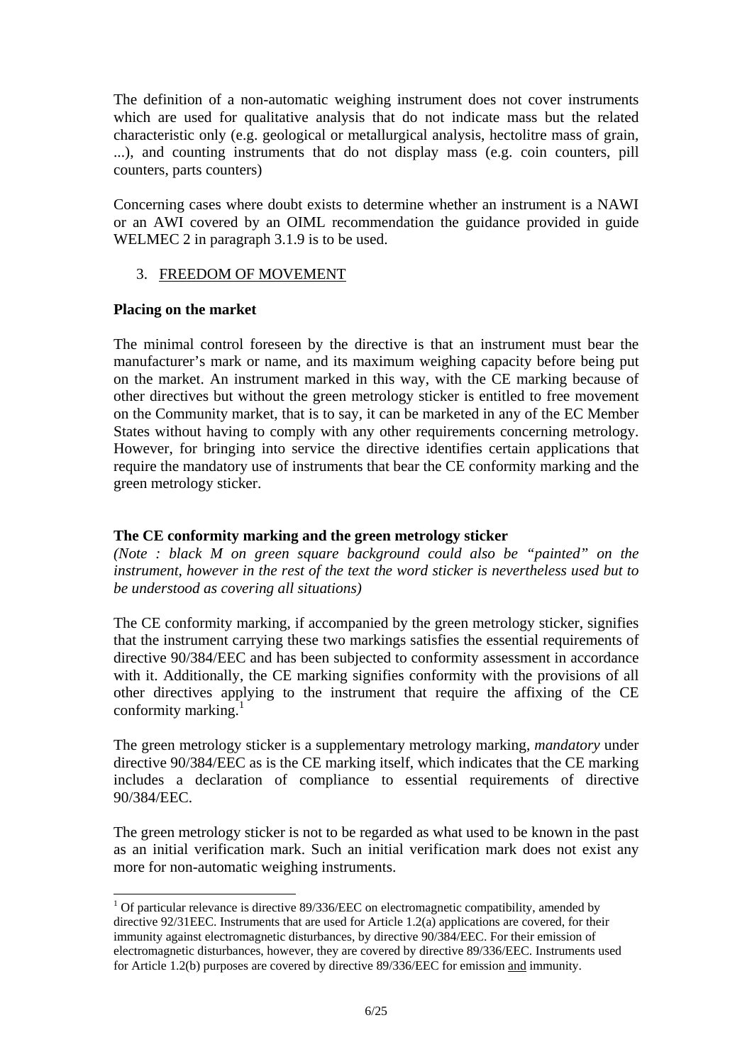The definition of a non-automatic weighing instrument does not cover instruments which are used for qualitative analysis that do not indicate mass but the related characteristic only (e.g. geological or metallurgical analysis, hectolitre mass of grain, ...), and counting instruments that do not display mass (e.g. coin counters, pill counters, parts counters)

Concerning cases where doubt exists to determine whether an instrument is a NAWI or an AWI covered by an OIML recommendation the guidance provided in guide WELMEC 2 in paragraph 3.1.9 is to be used.

## 3. FREEDOM OF MOVEMENT

### Placing on the market

The minimal control foreseen by the directive is that an instrument must bear the manufacturer's mark or name, and its maximum weighing capacity before being put on the market. An instrument marked in this way, with the CE marking because of other directives but without the green metrology sticker is entitled to free movement on the Community market, that is to say, it can be marketed in any of the EC Member States without having to comply with any other requirements concerning metrology. However, for bringing into service the directive identifies certain applications that require the mandatory use of instruments that bear the CE conformity marking and the green metrology sticker.

### The CE conformity marking and the green metrology sticker

*(Note : black M on green square background could also be "painted" on the instrument, however in the rest of the text the word sticker is nevertheless used but to be understood as covering all situations)*

The CE conformity marking, if accompanied by the green metrology sticker, signifies that the instrument carrying these two markings satisfies the essential requirements of directive 90/384/EEC and has been subjected to conformity assessment in accordance with it. Additionally, the CE marking signifies conformity with the provisions of all other directives applying to the instrument that require the affixing of the CE conformity marking.[1]

The green metrology sticker is a supplementary metrology marking, *mandatory* under directive 90/384/EEC as is the CE marking itself, which indicates that the CE marking includes a declaration of compliance to essential requirements of directive 90/384/EEC.

The green metrology sticker is not to be regarded as what used to be known in the past as an initial verification mark. Such an initial verification mark does not exist any more for non-automatic weighing instruments.

[1] Of particular relevance is directive 89/336/EEC on electromagnetic compatibility, amended by directive 92/31EEC. Instruments that are used for Article 1.2(a) applications are covered, for their immunity against electromagnetic disturbances, by directive 90/384/EEC. For their emission of electromagnetic disturbances, however, they are covered by directive 89/336/EEC. Instruments used for Article 1.2(b) purposes are covered by directive 89/336/EEC for emission and immunity.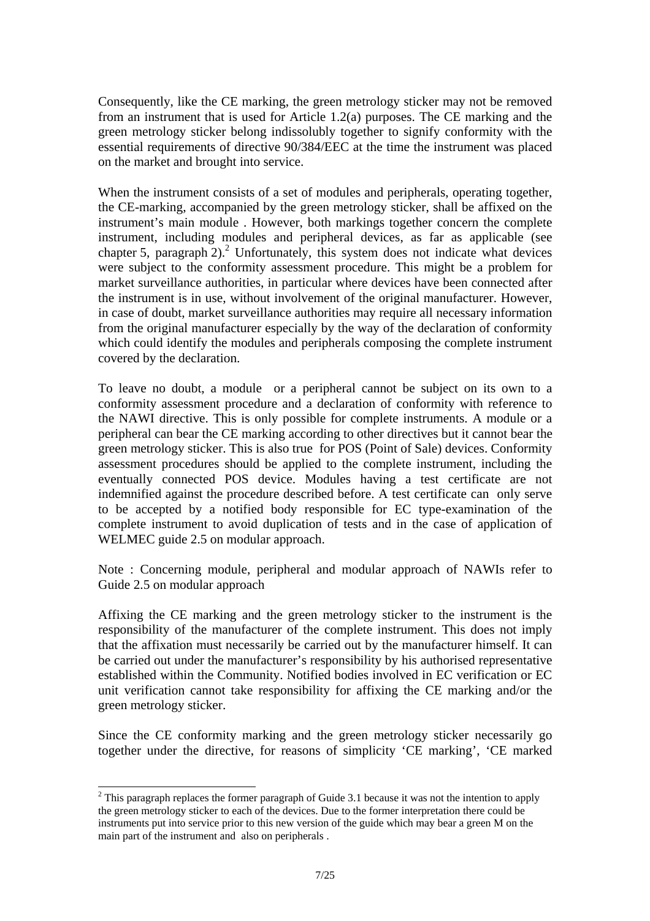Consequently, like the CE marking, the green metrology sticker may not be removed from an instrument that is used for Article 1.2(a) purposes. The CE marking and the green metrology sticker belong indissolubly together to signify conformity with the essential requirements of directive 90/384/EEC at the time the instrument was placed on the market and brought into service.

When the instrument consists of a set of modules and peripherals, operating together, the CE-marking, accompanied by the green metrology sticker, shall be affixed on the instrument's main module . However, both markings together concern the complete instrument, including modules and peripheral devices, as far as applicable (see chapter 5, paragraph 2).[2] Unfortunately, this system does not indicate what devices were subject to the conformity assessment procedure. This might be a problem for market surveillance authorities, in particular where devices have been connected after the instrument is in use, without involvement of the original manufacturer. However, in case of doubt, market surveillance authorities may require all necessary information from the original manufacturer especially by the way of the declaration of conformity which could identify the modules and peripherals composing the complete instrument covered by the declaration.

To leave no doubt, a module or a peripheral cannot be subject on its own to a conformity assessment procedure and a declaration of conformity with reference to the NAWI directive. This is only possible for complete instruments. A module or a peripheral can bear the CE marking according to other directives but it cannot bear the green metrology sticker. This is also true for POS (Point of Sale) devices. Conformity assessment procedures should be applied to the complete instrument, including the eventually connected POS device. Modules having a test certificate are not indemnified against the procedure described before. A test certificate can only serve to be accepted by a notified body responsible for EC type-examination of the complete instrument to avoid duplication of tests and in the case of application of WELMEC guide 2.5 on modular approach.

Note : Concerning module, peripheral and modular approach of NAWIs refer to Guide 2.5 on modular approach

Affixing the CE marking and the green metrology sticker to the instrument is the responsibility of the manufacturer of the complete instrument. This does not imply that the affixation must necessarily be carried out by the manufacturer himself. It can be carried out under the manufacturer's responsibility by his authorised representative established within the Community. Notified bodies involved in EC verification or EC unit verification cannot take responsibility for affixing the CE marking and/or the green metrology sticker.

Since the CE conformity marking and the green metrology sticker necessarily go together under the directive, for reasons of simplicity 'CE marking', 'CE marked

[2] This paragraph replaces the former paragraph of Guide 3.1 because it was not the intention to apply the green metrology sticker to each of the devices. Due to the former interpretation there could be instruments put into service prior to this new version of the guide which may bear a green M on the main part of the instrument and also on peripherals .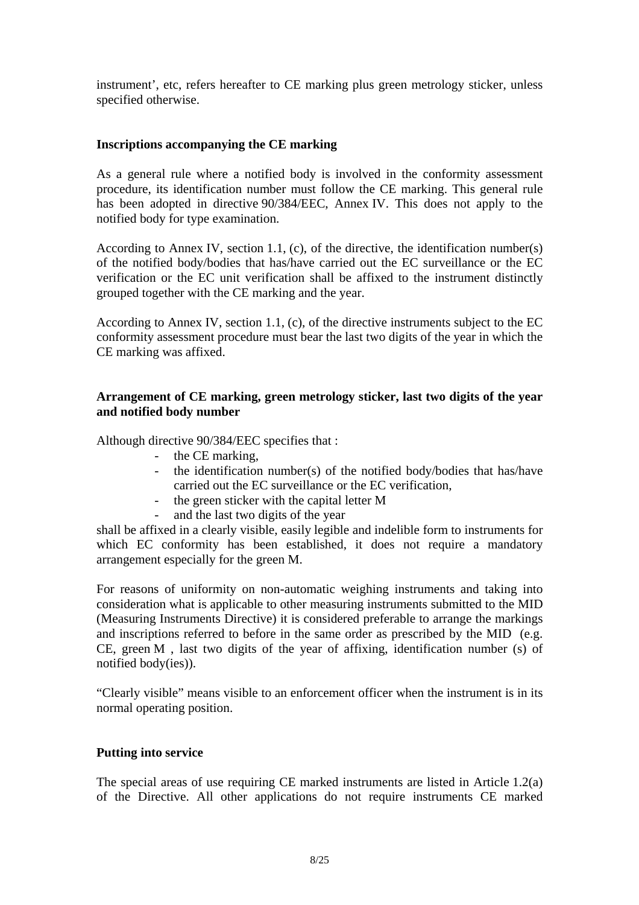instrument', etc, refers hereafter to CE marking plus green metrology sticker, unless specified otherwise.

**Inscriptions accompanying the CE marking**

As a general rule where a notified body is involved in the conformity assessment procedure, its identification number must follow the CE marking. This general rule has been adopted in directive 90/384/EEC, Annex IV. This does not apply to the notified body for type examination.

According to Annex IV, section 1.1, (c), of the directive, the identification number(s) of the notified body/bodies that has/have carried out the EC surveillance or the EC verification or the EC unit verification shall be affixed to the instrument distinctly grouped together with the CE marking and the year.

According to Annex IV, section 1.1, (c), of the directive instruments subject to the EC conformity assessment procedure must bear the last two digits of the year in which the CE marking was affixed.

**Arrangement of CE marking, green metrology sticker, last two digits of the year and notified body number**

Although directive 90/384/EEC specifies that :

- the CE marking,
- the identification number(s) of the notified body/bodies that has/have carried out the EC surveillance or the EC verification,
- the green sticker with the capital letter M
- and the last two digits of the year

shall be affixed in a clearly visible, easily legible and indelible form to instruments for which EC conformity has been established, it does not require a mandatory arrangement especially for the green M.

For reasons of uniformity on non-automatic weighing instruments and taking into consideration what is applicable to other measuring instruments submitted to the MID (Measuring Instruments Directive) it is considered preferable to arrange the markings and inscriptions referred to before in the same order as prescribed by the MID (e.g. CE, green M , last two digits of the year of affixing, identification number (s) of notified body(ies)).

"Clearly visible" means visible to an enforcement officer when the instrument is in its normal operating position.

**Putting into service**

The special areas of use requiring CE marked instruments are listed in Article 1.2(a) of the Directive. All other applications do not require instruments CE marked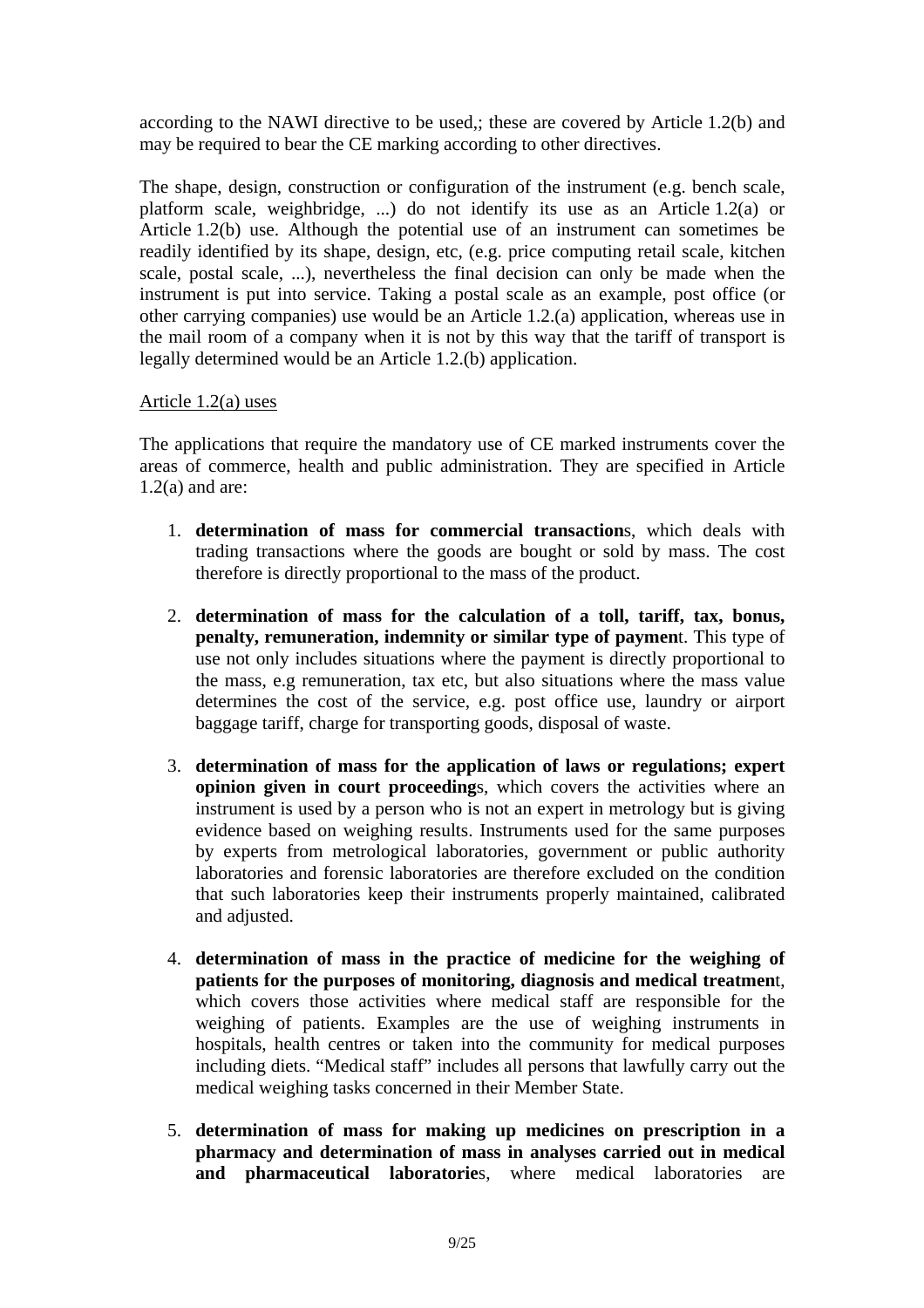according to the NAWI directive to be used,; these are covered by Article 1.2(b) and may be required to bear the CE marking according to other directives.

The shape, design, construction or configuration of the instrument (e.g. bench scale, platform scale, weighbridge, ...) do not identify its use as an Article 1.2(a) or Article 1.2(b) use. Although the potential use of an instrument can sometimes be readily identified by its shape, design, etc, (e.g. price computing retail scale, kitchen scale, postal scale, ...), nevertheless the final decision can only be made when the instrument is put into service. Taking a postal scale as an example, post office (or other carrying companies) use would be an Article 1.2.(a) application, whereas use in the mail room of a company when it is not by this way that the tariff of transport is legally determined would be an Article 1.2.(b) application.

Article 1.2(a) uses

The applications that require the mandatory use of CE marked instruments cover the areas of commerce, health and public administration. They are specified in Article 1.2(a) and are:

1. **determination of mass for commercial transaction**s, which deals with trading transactions where the goods are bought or sold by mass. The cost therefore is directly proportional to the mass of the product.

2. **determination of mass for the calculation of a toll, tariff, tax, bonus, penalty, remuneration, indemnity or similar type of paymen**t. This type of use not only includes situations where the payment is directly proportional to the mass, e.g remuneration, tax etc, but also situations where the mass value determines the cost of the service, e.g. post office use, laundry or airport baggage tariff, charge for transporting goods, disposal of waste.

3. **determination of mass for the application of laws or regulations; expert opinion given in court proceeding**s, which covers the activities where an instrument is used by a person who is not an expert in metrology but is giving evidence based on weighing results. Instruments used for the same purposes by experts from metrological laboratories, government or public authority laboratories and forensic laboratories are therefore excluded on the condition that such laboratories keep their instruments properly maintained, calibrated and adjusted.

4. **determination of mass in the practice of medicine for the weighing of patients for the purposes of monitoring, diagnosis and medical treatmen**t, which covers those activities where medical staff are responsible for the weighing of patients. Examples are the use of weighing instruments in hospitals, health centres or taken into the community for medical purposes including diets. "Medical staff" includes all persons that lawfully carry out the medical weighing tasks concerned in their Member State.

5. **determination of mass for making up medicines on prescription in a pharmacy and determination of mass in analyses carried out in medical and pharmaceutical laboratorie**s, where medical laboratories are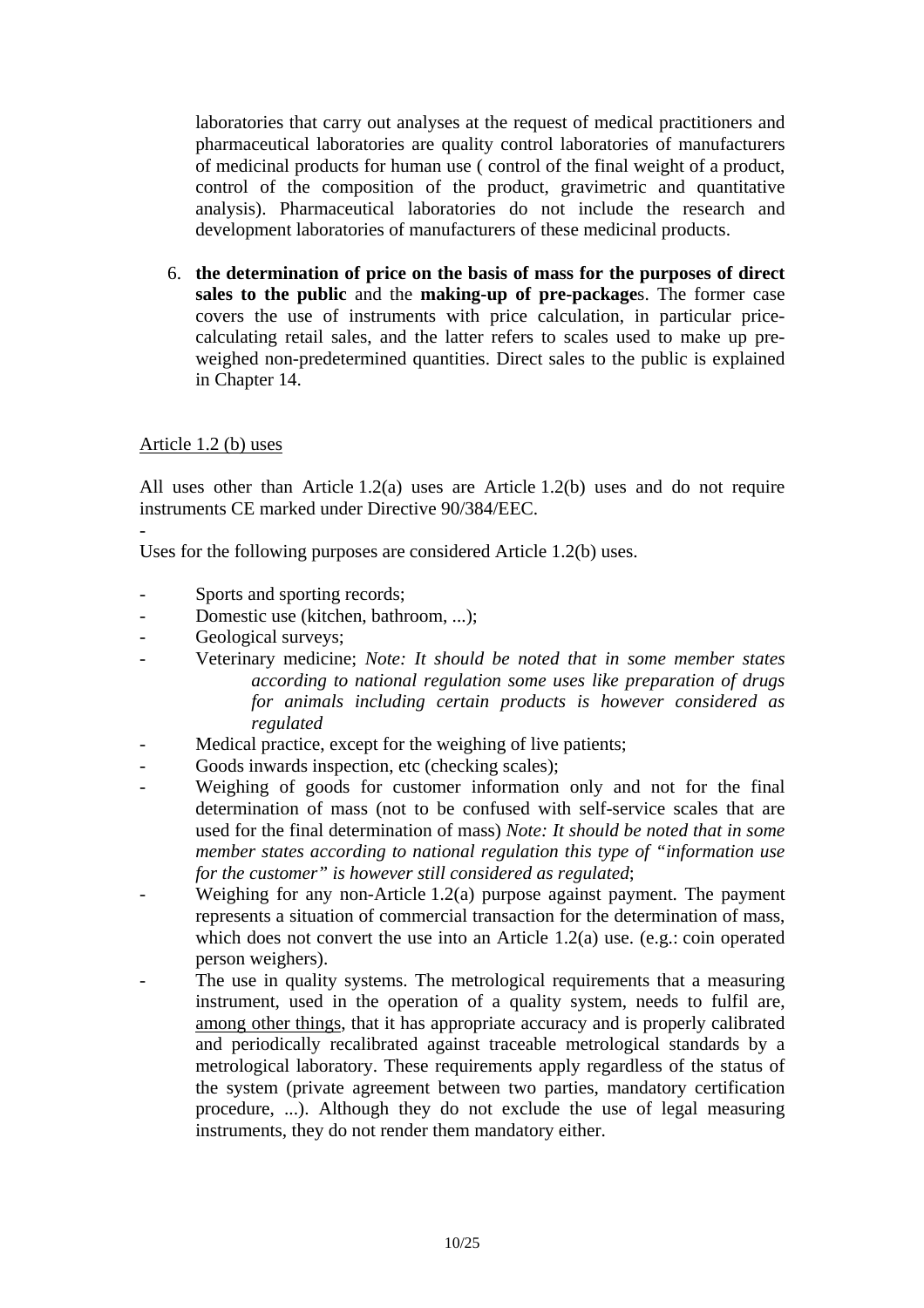laboratories that carry out analyses at the request of medical practitioners and pharmaceutical laboratories are quality control laboratories of manufacturers of medicinal products for human use ( control of the final weight of a product, control of the composition of the product, gravimetric and quantitative analysis). Pharmaceutical laboratories do not include the research and development laboratories of manufacturers of these medicinal products.

6. **the determination of price on the basis of mass for the purposes of direct sales to the public** and the **making-up of pre-package**s. The former case covers the use of instruments with price calculation, in particular price-calculating retail sales, and the latter refers to scales used to make up pre-weighed non-predetermined quantities. Direct sales to the public is explained in Chapter 14.

Article 1.2 (b) uses

All uses other than Article 1.2(a) uses are Article 1.2(b) uses and do not require instruments CE marked under Directive 90/384/EEC.

-

Uses for the following purposes are considered Article 1.2(b) uses.

- Sports and sporting records;
- Domestic use (kitchen, bathroom, ...);
- Geological surveys;
- Veterinary medicine; *Note: It should be noted that in some member states according to national regulation some uses like preparation of drugs for animals including certain products is however considered as regulated*
- Medical practice, except for the weighing of live patients;
- Goods inwards inspection, etc (checking scales);
- Weighing of goods for customer information only and not for the final determination of mass (not to be confused with self-service scales that are used for the final determination of mass) *Note: It should be noted that in some member states according to national regulation this type of "information use for the customer" is however still considered as regulated*;
- Weighing for any non-Article 1.2(a) purpose against payment. The payment represents a situation of commercial transaction for the determination of mass, which does not convert the use into an Article 1.2(a) use. (e.g.: coin operated person weighers).
- The use in quality systems. The metrological requirements that a measuring instrument, used in the operation of a quality system, needs to fulfil are, among other things, that it has appropriate accuracy and is properly calibrated and periodically recalibrated against traceable metrological standards by a metrological laboratory. These requirements apply regardless of the status of the system (private agreement between two parties, mandatory certification procedure, ...). Although they do not exclude the use of legal measuring instruments, they do not render them mandatory either.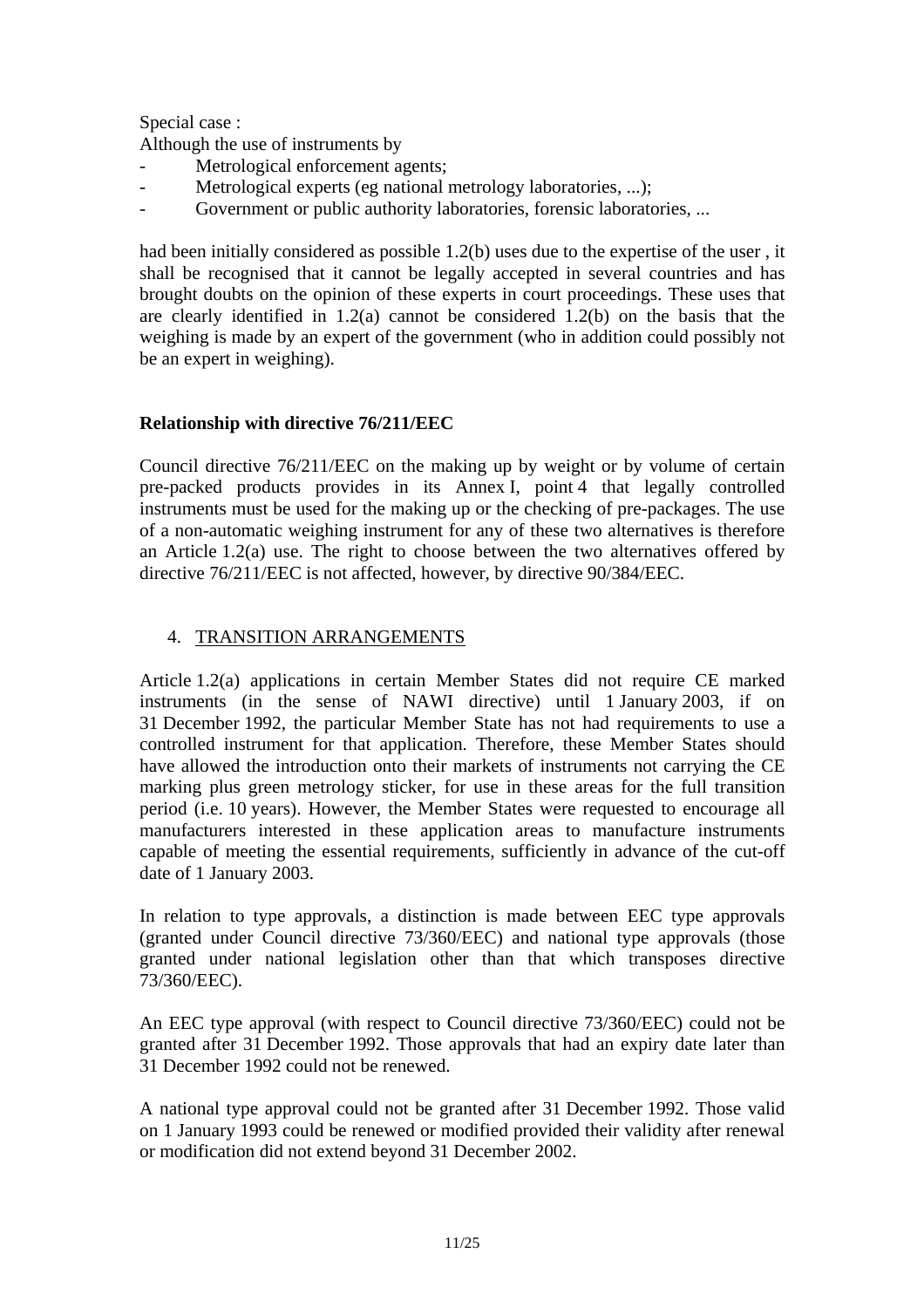Special case :

Although the use of instruments by

- Metrological enforcement agents;
- Metrological experts (eg national metrology laboratories, ...);
- Government or public authority laboratories, forensic laboratories, ...

had been initially considered as possible 1.2(b) uses due to the expertise of the user , it shall be recognised that it cannot be legally accepted in several countries and has brought doubts on the opinion of these experts in court proceedings. These uses that are clearly identified in 1.2(a) cannot be considered 1.2(b) on the basis that the weighing is made by an expert of the government (who in addition could possibly not be an expert in weighing).

**Relationship with directive 76/211/EEC**

Council directive 76/211/EEC on the making up by weight or by volume of certain pre-packed products provides in its Annex I, point 4 that legally controlled instruments must be used for the making up or the checking of pre-packages. The use of a non-automatic weighing instrument for any of these two alternatives is therefore an Article 1.2(a) use. The right to choose between the two alternatives offered by directive 76/211/EEC is not affected, however, by directive 90/384/EEC.

## 4. TRANSITION ARRANGEMENTS

Article 1.2(a) applications in certain Member States did not require CE marked instruments (in the sense of NAWI directive) until 1 January 2003, if on 31 December 1992, the particular Member State has not had requirements to use a controlled instrument for that application. Therefore, these Member States should have allowed the introduction onto their markets of instruments not carrying the CE marking plus green metrology sticker, for use in these areas for the full transition period (i.e. 10 years). However, the Member States were requested to encourage all manufacturers interested in these application areas to manufacture instruments capable of meeting the essential requirements, sufficiently in advance of the cut-off date of 1 January 2003.

In relation to type approvals, a distinction is made between EEC type approvals (granted under Council directive 73/360/EEC) and national type approvals (those granted under national legislation other than that which transposes directive 73/360/EEC).

An EEC type approval (with respect to Council directive 73/360/EEC) could not be granted after 31 December 1992. Those approvals that had an expiry date later than 31 December 1992 could not be renewed.

A national type approval could not be granted after 31 December 1992. Those valid on 1 January 1993 could be renewed or modified provided their validity after renewal or modification did not extend beyond 31 December 2002.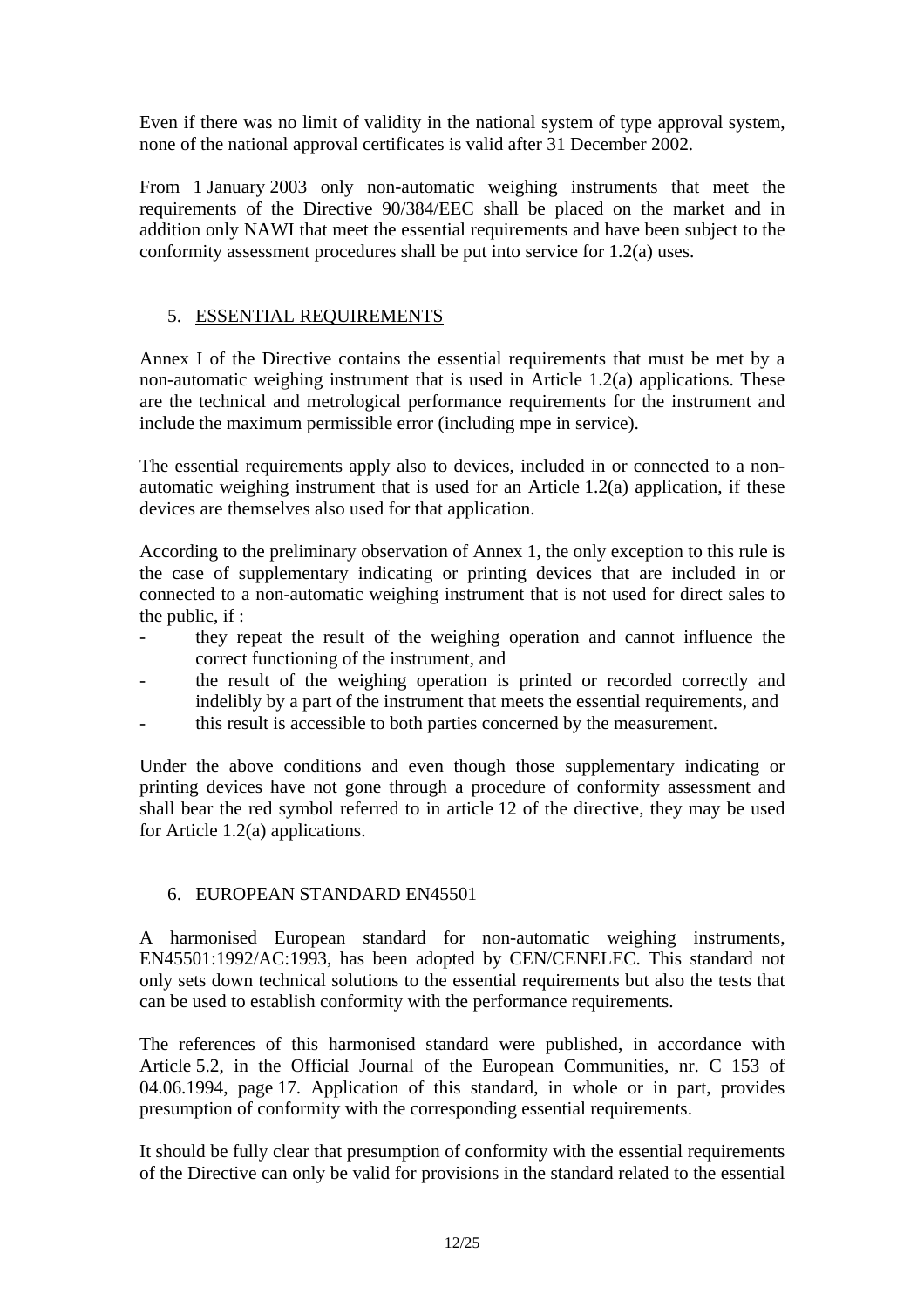Even if there was no limit of validity in the national system of type approval system, none of the national approval certificates is valid after 31 December 2002.

From 1 January 2003 only non-automatic weighing instruments that meet the requirements of the Directive 90/384/EEC shall be placed on the market and in addition only NAWI that meet the essential requirements and have been subject to the conformity assessment procedures shall be put into service for 1.2(a) uses.

## 5. ESSENTIAL REQUIREMENTS

Annex I of the Directive contains the essential requirements that must be met by a non-automatic weighing instrument that is used in Article 1.2(a) applications. These are the technical and metrological performance requirements for the instrument and include the maximum permissible error (including mpe in service).

The essential requirements apply also to devices, included in or connected to a non-automatic weighing instrument that is used for an Article 1.2(a) application, if these devices are themselves also used for that application.

According to the preliminary observation of Annex 1, the only exception to this rule is the case of supplementary indicating or printing devices that are included in or connected to a non-automatic weighing instrument that is not used for direct sales to the public, if :

- they repeat the result of the weighing operation and cannot influence the correct functioning of the instrument, and
- the result of the weighing operation is printed or recorded correctly and indelibly by a part of the instrument that meets the essential requirements, and
- this result is accessible to both parties concerned by the measurement.

Under the above conditions and even though those supplementary indicating or printing devices have not gone through a procedure of conformity assessment and shall bear the red symbol referred to in article 12 of the directive, they may be used for Article 1.2(a) applications.

## 6. EUROPEAN STANDARD EN45501

A harmonised European standard for non-automatic weighing instruments, EN45501:1992/AC:1993, has been adopted by CEN/CENELEC. This standard not only sets down technical solutions to the essential requirements but also the tests that can be used to establish conformity with the performance requirements.

The references of this harmonised standard were published, in accordance with Article 5.2, in the Official Journal of the European Communities, nr. C 153 of 04.06.1994, page 17. Application of this standard, in whole or in part, provides presumption of conformity with the corresponding essential requirements.

It should be fully clear that presumption of conformity with the essential requirements of the Directive can only be valid for provisions in the standard related to the essential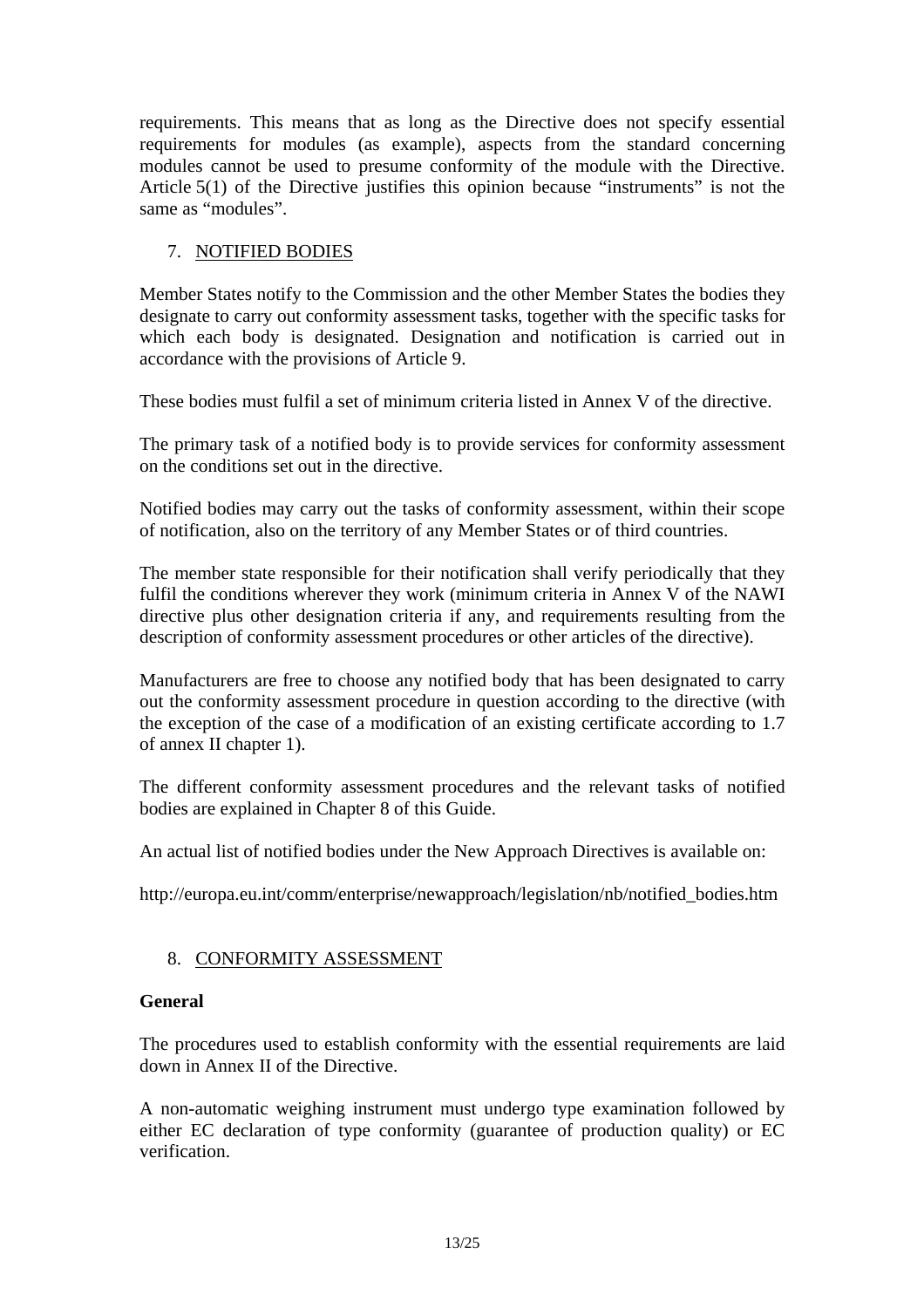requirements. This means that as long as the Directive does not specify essential requirements for modules (as example), aspects from the standard concerning modules cannot be used to presume conformity of the module with the Directive. Article 5(1) of the Directive justifies this opinion because “instruments” is not the same as “modules”.

## 7. NOTIFIED BODIES

Member States notify to the Commission and the other Member States the bodies they designate to carry out conformity assessment tasks, together with the specific tasks for which each body is designated. Designation and notification is carried out in accordance with the provisions of Article 9.

These bodies must fulfil a set of minimum criteria listed in Annex V of the directive.

The primary task of a notified body is to provide services for conformity assessment on the conditions set out in the directive.

Notified bodies may carry out the tasks of conformity assessment, within their scope of notification, also on the territory of any Member States or of third countries.

The member state responsible for their notification shall verify periodically that they fulfil the conditions wherever they work (minimum criteria in Annex V of the NAWI directive plus other designation criteria if any, and requirements resulting from the description of conformity assessment procedures or other articles of the directive).

Manufacturers are free to choose any notified body that has been designated to carry out the conformity assessment procedure in question according to the directive (with the exception of the case of a modification of an existing certificate according to 1.7 of annex II chapter 1).

The different conformity assessment procedures and the relevant tasks of notified bodies are explained in Chapter 8 of this Guide.

An actual list of notified bodies under the New Approach Directives is available on:

http://europa.eu.int/comm/enterprise/newapproach/legislation/nb/notified_bodies.htm

## 8. CONFORMITY ASSESSMENT

**General**

The procedures used to establish conformity with the essential requirements are laid down in Annex II of the Directive.

A non-automatic weighing instrument must undergo type examination followed by either EC declaration of type conformity (guarantee of production quality) or EC verification.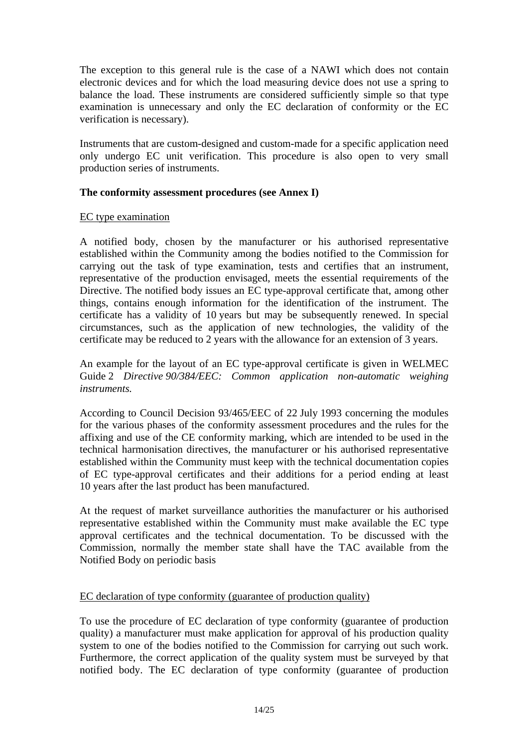The exception to this general rule is the case of a NAWI which does not contain electronic devices and for which the load measuring device does not use a spring to balance the load. These instruments are considered sufficiently simple so that type examination is unnecessary and only the EC declaration of conformity or the EC verification is necessary).

Instruments that are custom-designed and custom-made for a specific application need only undergo EC unit verification. This procedure is also open to very small production series of instruments.

**The conformity assessment procedures (see Annex I)**

<u>EC type examination</u>

A notified body, chosen by the manufacturer or his authorised representative established within the Community among the bodies notified to the Commission for carrying out the task of type examination, tests and certifies that an instrument, representative of the production envisaged, meets the essential requirements of the Directive. The notified body issues an EC type-approval certificate that, among other things, contains enough information for the identification of the instrument. The certificate has a validity of 10 years but may be subsequently renewed. In special circumstances, such as the application of new technologies, the validity of the certificate may be reduced to 2 years with the allowance for an extension of 3 years.

An example for the layout of an EC type-approval certificate is given in WELMEC Guide 2 *Directive 90/384/EEC: Common application non-automatic weighing instruments.*

According to Council Decision 93/465/EEC of 22 July 1993 concerning the modules for the various phases of the conformity assessment procedures and the rules for the affixing and use of the CE conformity marking, which are intended to be used in the technical harmonisation directives, the manufacturer or his authorised representative established within the Community must keep with the technical documentation copies of EC type-approval certificates and their additions for a period ending at least 10 years after the last product has been manufactured.

At the request of market surveillance authorities the manufacturer or his authorised representative established within the Community must make available the EC type approval certificates and the technical documentation. To be discussed with the Commission, normally the member state shall have the TAC available from the Notified Body on periodic basis

<u>EC declaration of type conformity (guarantee of production quality)</u>

To use the procedure of EC declaration of type conformity (guarantee of production quality) a manufacturer must make application for approval of his production quality system to one of the bodies notified to the Commission for carrying out such work. Furthermore, the correct application of the quality system must be surveyed by that notified body. The EC declaration of type conformity (guarantee of production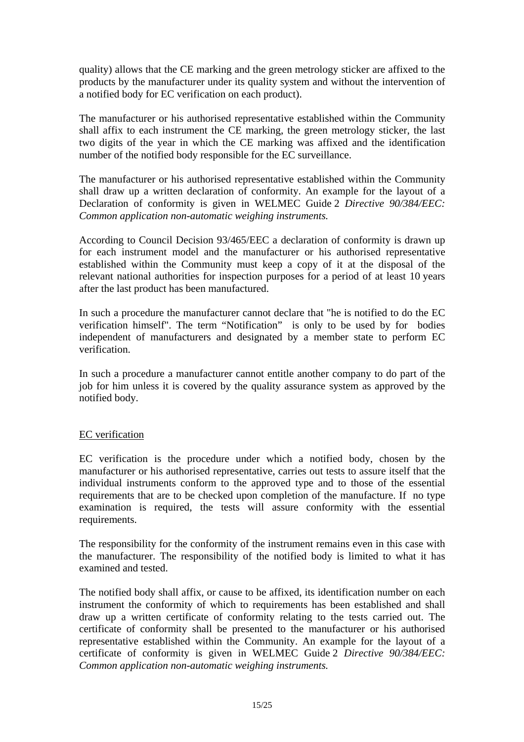quality) allows that the CE marking and the green metrology sticker are affixed to the products by the manufacturer under its quality system and without the intervention of a notified body for EC verification on each product).

The manufacturer or his authorised representative established within the Community shall affix to each instrument the CE marking, the green metrology sticker, the last two digits of the year in which the CE marking was affixed and the identification number of the notified body responsible for the EC surveillance.

The manufacturer or his authorised representative established within the Community shall draw up a written declaration of conformity. An example for the layout of a Declaration of conformity is given in WELMEC Guide 2 *Directive 90/384/EEC: Common application non-automatic weighing instruments.*

According to Council Decision 93/465/EEC a declaration of conformity is drawn up for each instrument model and the manufacturer or his authorised representative established within the Community must keep a copy of it at the disposal of the relevant national authorities for inspection purposes for a period of at least 10 years after the last product has been manufactured.

In such a procedure the manufacturer cannot declare that "he is notified to do the EC verification himself". The term "Notification" is only to be used by for bodies independent of manufacturers and designated by a member state to perform EC verification.

In such a procedure a manufacturer cannot entitle another company to do part of the job for him unless it is covered by the quality assurance system as approved by the notified body.

<u>EC verification</u>

EC verification is the procedure under which a notified body, chosen by the manufacturer or his authorised representative, carries out tests to assure itself that the individual instruments conform to the approved type and to those of the essential requirements that are to be checked upon completion of the manufacture. If no type examination is required, the tests will assure conformity with the essential requirements.

The responsibility for the conformity of the instrument remains even in this case with the manufacturer. The responsibility of the notified body is limited to what it has examined and tested.

The notified body shall affix, or cause to be affixed, its identification number on each instrument the conformity of which to requirements has been established and shall draw up a written certificate of conformity relating to the tests carried out. The certificate of conformity shall be presented to the manufacturer or his authorised representative established within the Community. An example for the layout of a certificate of conformity is given in WELMEC Guide 2 *Directive 90/384/EEC: Common application non-automatic weighing instruments.*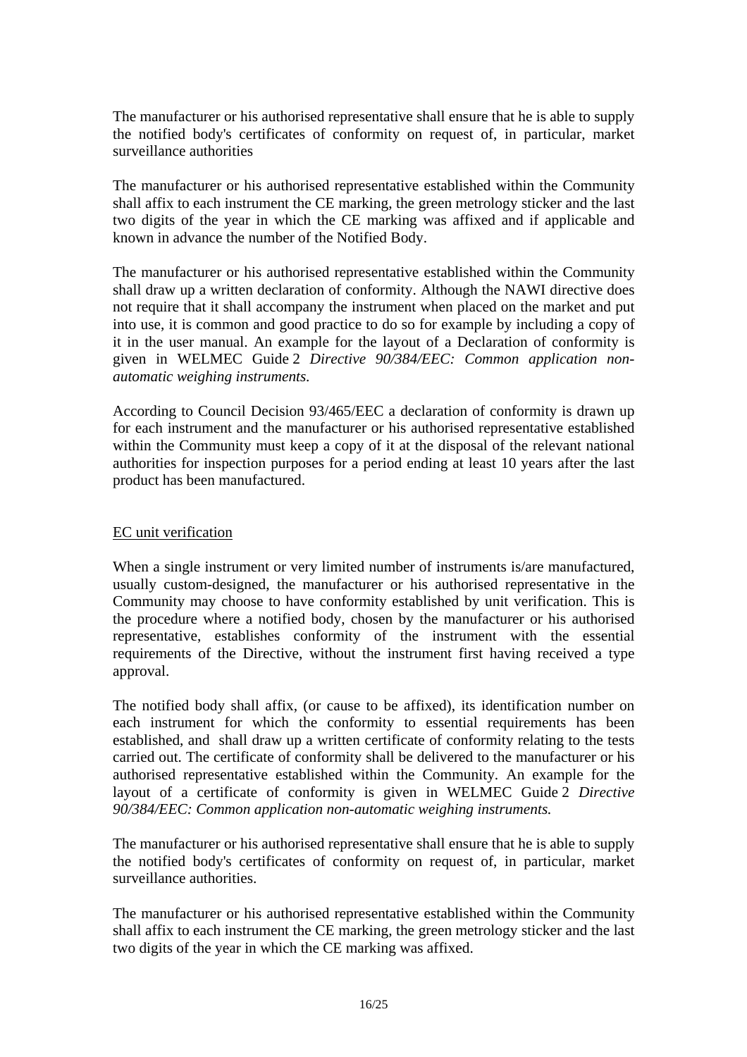The manufacturer or his authorised representative shall ensure that he is able to supply the notified body's certificates of conformity on request of, in particular, market surveillance authorities

The manufacturer or his authorised representative established within the Community shall affix to each instrument the CE marking, the green metrology sticker and the last two digits of the year in which the CE marking was affixed and if applicable and known in advance the number of the Notified Body.

The manufacturer or his authorised representative established within the Community shall draw up a written declaration of conformity. Although the NAWI directive does not require that it shall accompany the instrument when placed on the market and put into use, it is common and good practice to do so for example by including a copy of it in the user manual. An example for the layout of a Declaration of conformity is given in WELMEC Guide 2 *Directive 90/384/EEC: Common application non-automatic weighing instruments*.

According to Council Decision 93/465/EEC a declaration of conformity is drawn up for each instrument and the manufacturer or his authorised representative established within the Community must keep a copy of it at the disposal of the relevant national authorities for inspection purposes for a period ending at least 10 years after the last product has been manufactured.

<u>EC unit verification</u>

When a single instrument or very limited number of instruments is/are manufactured, usually custom-designed, the manufacturer or his authorised representative in the Community may choose to have conformity established by unit verification. This is the procedure where a notified body, chosen by the manufacturer or his authorised representative, establishes conformity of the instrument with the essential requirements of the Directive, without the instrument first having received a type approval.

The notified body shall affix, (or cause to be affixed), its identification number on each instrument for which the conformity to essential requirements has been established, and shall draw up a written certificate of conformity relating to the tests carried out. The certificate of conformity shall be delivered to the manufacturer or his authorised representative established within the Community. An example for the layout of a certificate of conformity is given in WELMEC Guide 2 *Directive 90/384/EEC: Common application non-automatic weighing instruments.*

The manufacturer or his authorised representative shall ensure that he is able to supply the notified body's certificates of conformity on request of, in particular, market surveillance authorities.

The manufacturer or his authorised representative established within the Community shall affix to each instrument the CE marking, the green metrology sticker and the last two digits of the year in which the CE marking was affixed.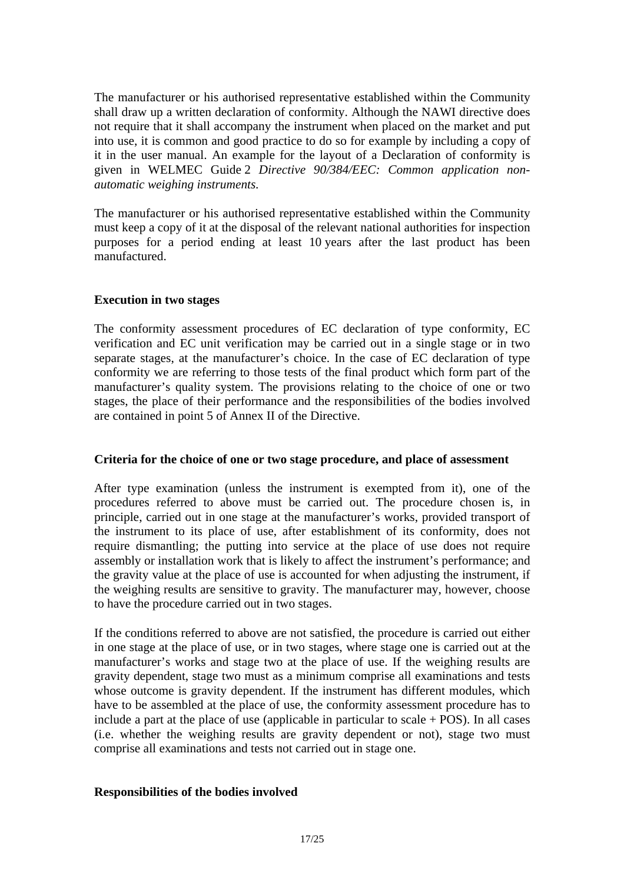The manufacturer or his authorised representative established within the Community shall draw up a written declaration of conformity. Although the NAWI directive does not require that it shall accompany the instrument when placed on the market and put into use, it is common and good practice to do so for example by including a copy of it in the user manual. An example for the layout of a Declaration of conformity is given in WELMEC Guide 2 *Directive 90/384/EEC: Common application non-automatic weighing instruments*.

The manufacturer or his authorised representative established within the Community must keep a copy of it at the disposal of the relevant national authorities for inspection purposes for a period ending at least 10 years after the last product has been manufactured.

**Execution in two stages**

The conformity assessment procedures of EC declaration of type conformity, EC verification and EC unit verification may be carried out in a single stage or in two separate stages, at the manufacturer's choice. In the case of EC declaration of type conformity we are referring to those tests of the final product which form part of the manufacturer's quality system. The provisions relating to the choice of one or two stages, the place of their performance and the responsibilities of the bodies involved are contained in point 5 of Annex II of the Directive.

**Criteria for the choice of one or two stage procedure, and place of assessment**

After type examination (unless the instrument is exempted from it), one of the procedures referred to above must be carried out. The procedure chosen is, in principle, carried out in one stage at the manufacturer's works, provided transport of the instrument to its place of use, after establishment of its conformity, does not require dismantling; the putting into service at the place of use does not require assembly or installation work that is likely to affect the instrument's performance; and the gravity value at the place of use is accounted for when adjusting the instrument, if the weighing results are sensitive to gravity. The manufacturer may, however, choose to have the procedure carried out in two stages.

If the conditions referred to above are not satisfied, the procedure is carried out either in one stage at the place of use, or in two stages, where stage one is carried out at the manufacturer's works and stage two at the place of use. If the weighing results are gravity dependent, stage two must as a minimum comprise all examinations and tests whose outcome is gravity dependent. If the instrument has different modules, which have to be assembled at the place of use, the conformity assessment procedure has to include a part at the place of use (applicable in particular to scale + POS). In all cases (i.e. whether the weighing results are gravity dependent or not), stage two must comprise all examinations and tests not carried out in stage one.

**Responsibilities of the bodies involved**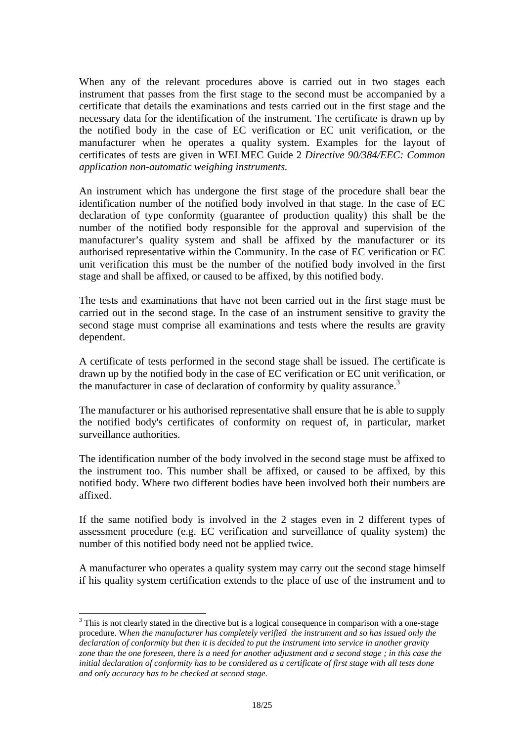When any of the relevant procedures above is carried out in two stages each instrument that passes from the first stage to the second must be accompanied by a certificate that details the examinations and tests carried out in the first stage and the necessary data for the identification of the instrument. The certificate is drawn up by the notified body in the case of EC verification or EC unit verification, or the manufacturer when he operates a quality system. Examples for the layout of certificates of tests are given in WELMEC Guide 2 *Directive 90/384/EEC: Common application non-automatic weighing instruments.*

An instrument which has undergone the first stage of the procedure shall bear the identification number of the notified body involved in that stage. In the case of EC declaration of type conformity (guarantee of production quality) this shall be the number of the notified body responsible for the approval and supervision of the manufacturer's quality system and shall be affixed by the manufacturer or its authorised representative within the Community. In the case of EC verification or EC unit verification this must be the number of the notified body involved in the first stage and shall be affixed, or caused to be affixed, by this notified body.

The tests and examinations that have not been carried out in the first stage must be carried out in the second stage. In the case of an instrument sensitive to gravity the second stage must comprise all examinations and tests where the results are gravity dependent.

A certificate of tests performed in the second stage shall be issued. The certificate is drawn up by the notified body in the case of EC verification or EC unit verification, or the manufacturer in case of declaration of conformity by quality assurance.[3]

The manufacturer or his authorised representative shall ensure that he is able to supply the notified body's certificates of conformity on request of, in particular, market surveillance authorities.

The identification number of the body involved in the second stage must be affixed to the instrument too. This number shall be affixed, or caused to be affixed, by this notified body. Where two different bodies have been involved both their numbers are affixed.

If the same notified body is involved in the 2 stages even in 2 different types of assessment procedure (e.g. EC verification and surveillance of quality system) the number of this notified body need not be applied twice.

A manufacturer who operates a quality system may carry out the second stage himself if his quality system certification extends to the place of use of the instrument and to

---

[3] This is not clearly stated in the directive but is a logical consequence in comparison with a one-stage procedure. W*hen the manufacturer has completely verified the instrument and so has issued only the declaration of conformity but then it is decided to put the instrument into service in another gravity zone than the one foreseen, there is a need for another adjustment and a second stage ; in this case the initial declaration of conformity has to be considered as a certificate of first stage with all tests done and only accuracy has to be checked at second stage.*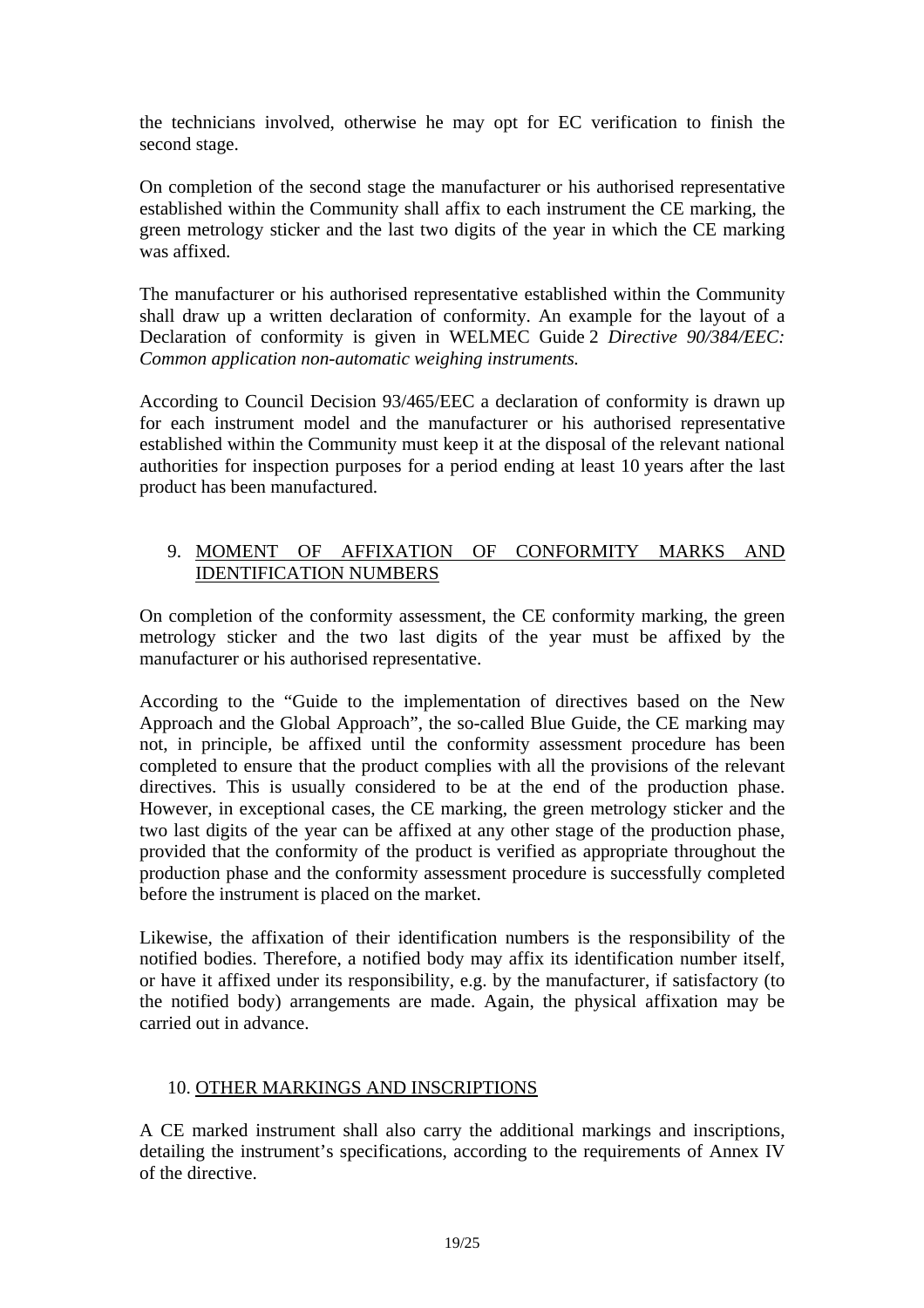the technicians involved, otherwise he may opt for EC verification to finish the second stage.

On completion of the second stage the manufacturer or his authorised representative established within the Community shall affix to each instrument the CE marking, the green metrology sticker and the last two digits of the year in which the CE marking was affixed.

The manufacturer or his authorised representative established within the Community shall draw up a written declaration of conformity. An example for the layout of a Declaration of conformity is given in WELMEC Guide 2 *Directive 90/384/EEC: Common application non-automatic weighing instruments.*

According to Council Decision 93/465/EEC a declaration of conformity is drawn up for each instrument model and the manufacturer or his authorised representative established within the Community must keep it at the disposal of the relevant national authorities for inspection purposes for a period ending at least 10 years after the last product has been manufactured.

## 9. MOMENT OF AFFIXATION OF CONFORMITY MARKS AND IDENTIFICATION NUMBERS

On completion of the conformity assessment, the CE conformity marking, the green metrology sticker and the two last digits of the year must be affixed by the manufacturer or his authorised representative.

According to the "Guide to the implementation of directives based on the New Approach and the Global Approach", the so-called Blue Guide, the CE marking may not, in principle, be affixed until the conformity assessment procedure has been completed to ensure that the product complies with all the provisions of the relevant directives. This is usually considered to be at the end of the production phase. However, in exceptional cases, the CE marking, the green metrology sticker and the two last digits of the year can be affixed at any other stage of the production phase, provided that the conformity of the product is verified as appropriate throughout the production phase and the conformity assessment procedure is successfully completed before the instrument is placed on the market.

Likewise, the affixation of their identification numbers is the responsibility of the notified bodies. Therefore, a notified body may affix its identification number itself, or have it affixed under its responsibility, e.g. by the manufacturer, if satisfactory (to the notified body) arrangements are made. Again, the physical affixation may be carried out in advance.

## 10. OTHER MARKINGS AND INSCRIPTIONS

A CE marked instrument shall also carry the additional markings and inscriptions, detailing the instrument's specifications, according to the requirements of Annex IV of the directive.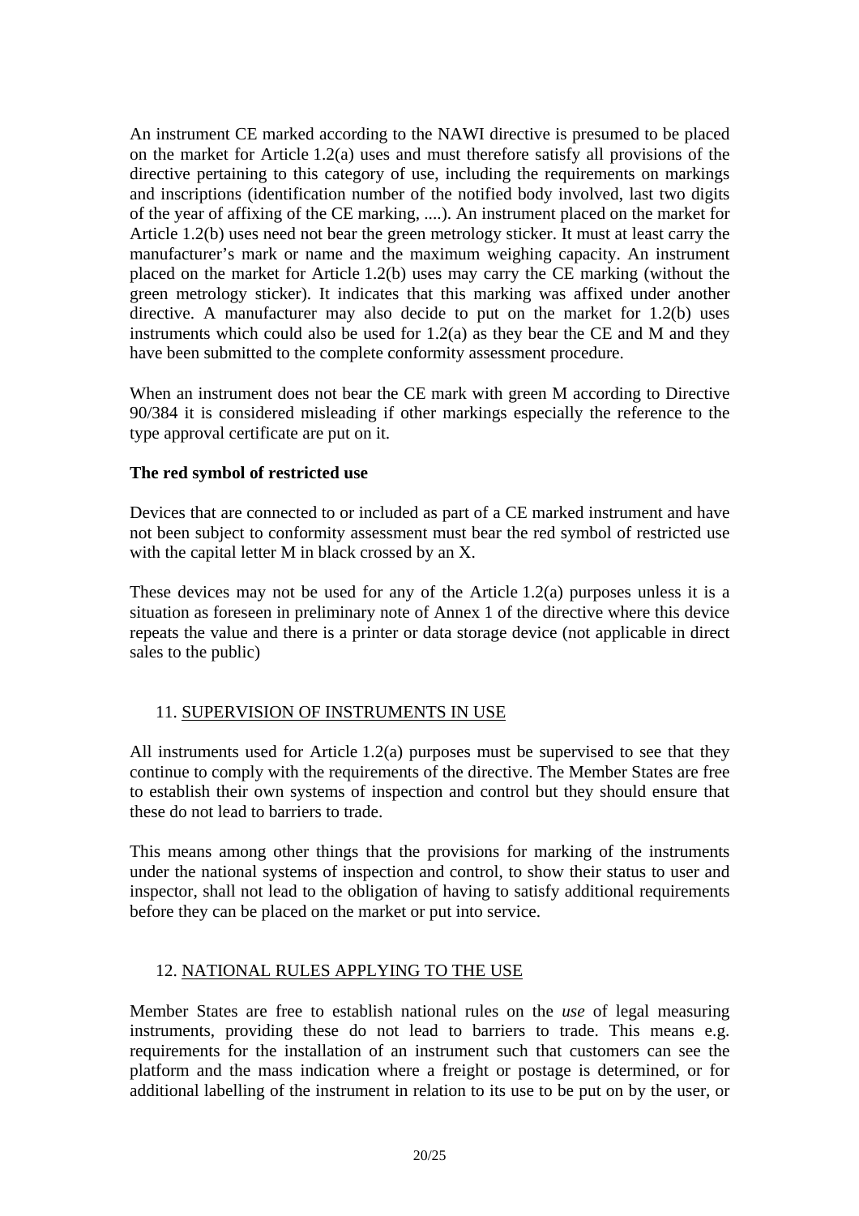An instrument CE marked according to the NAWI directive is presumed to be placed on the market for Article 1.2(a) uses and must therefore satisfy all provisions of the directive pertaining to this category of use, including the requirements on markings and inscriptions (identification number of the notified body involved, last two digits of the year of affixing of the CE marking, ....). An instrument placed on the market for Article 1.2(b) uses need not bear the green metrology sticker. It must at least carry the manufacturer's mark or name and the maximum weighing capacity. An instrument placed on the market for Article 1.2(b) uses may carry the CE marking (without the green metrology sticker). It indicates that this marking was affixed under another directive. A manufacturer may also decide to put on the market for 1.2(b) uses instruments which could also be used for 1.2(a) as they bear the CE and M and they have been submitted to the complete conformity assessment procedure.

When an instrument does not bear the CE mark with green M according to Directive 90/384 it is considered misleading if other markings especially the reference to the type approval certificate are put on it.

**The red symbol of restricted use**

Devices that are connected to or included as part of a CE marked instrument and have not been subject to conformity assessment must bear the red symbol of restricted use with the capital letter M in black crossed by an X.

These devices may not be used for any of the Article 1.2(a) purposes unless it is a situation as foreseen in preliminary note of Annex 1 of the directive where this device repeats the value and there is a printer or data storage device (not applicable in direct sales to the public)

## 11. SUPERVISION OF INSTRUMENTS IN USE

All instruments used for Article 1.2(a) purposes must be supervised to see that they continue to comply with the requirements of the directive. The Member States are free to establish their own systems of inspection and control but they should ensure that these do not lead to barriers to trade.

This means among other things that the provisions for marking of the instruments under the national systems of inspection and control, to show their status to user and inspector, shall not lead to the obligation of having to satisfy additional requirements before they can be placed on the market or put into service.

## 12. NATIONAL RULES APPLYING TO THE USE

Member States are free to establish national rules on the *use* of legal measuring instruments, providing these do not lead to barriers to trade. This means e.g. requirements for the installation of an instrument such that customers can see the platform and the mass indication where a freight or postage is determined, or for additional labelling of the instrument in relation to its use to be put on by the user, or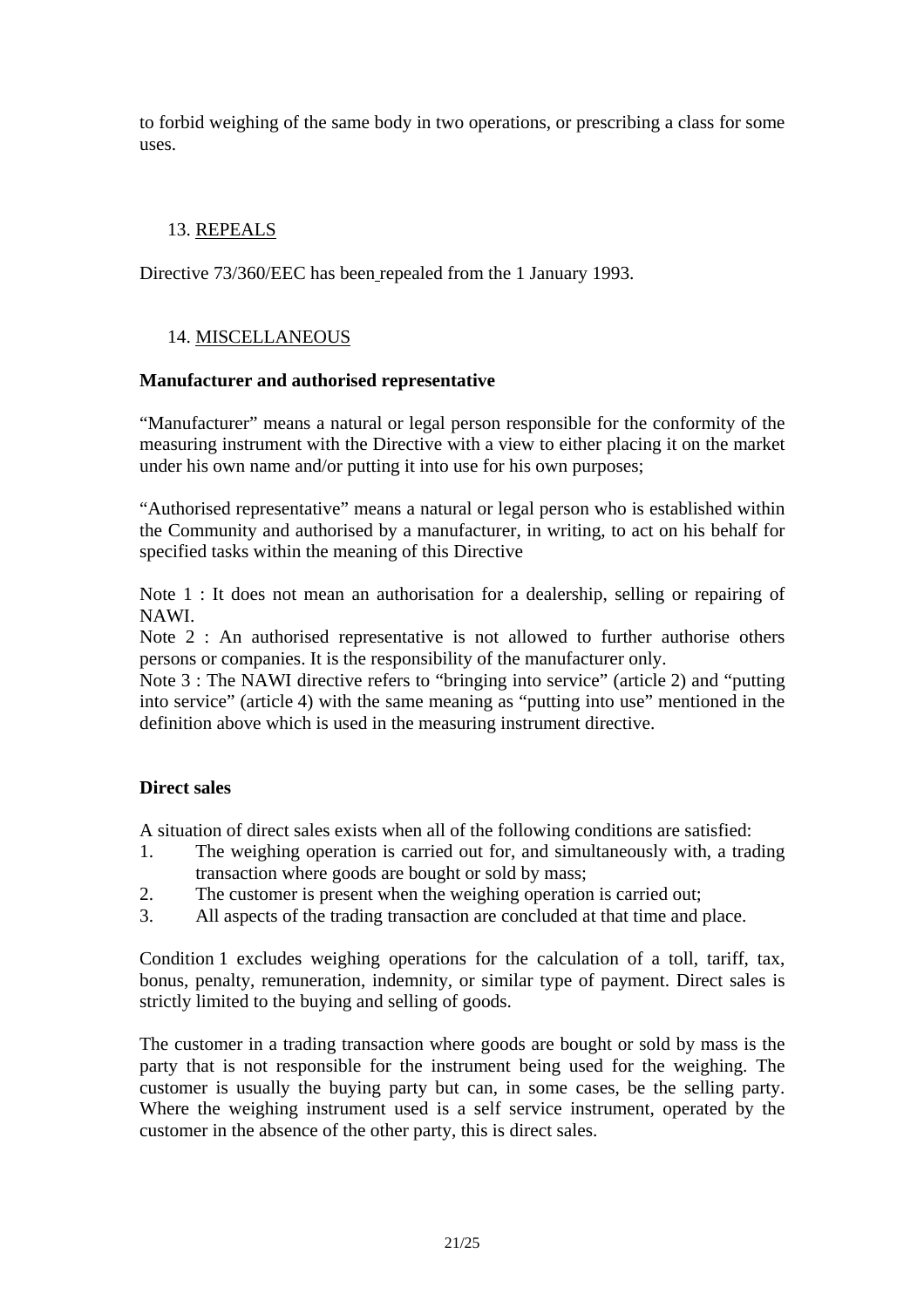to forbid weighing of the same body in two operations, or prescribing a class for some uses.

## 13. REPEALS

Directive 73/360/EEC has been repealed from the 1 January 1993.

## 14. MISCELLANEOUS

**Manufacturer and authorised representative**

"Manufacturer" means a natural or legal person responsible for the conformity of the measuring instrument with the Directive with a view to either placing it on the market under his own name and/or putting it into use for his own purposes;

"Authorised representative" means a natural or legal person who is established within the Community and authorised by a manufacturer, in writing, to act on his behalf for specified tasks within the meaning of this Directive

Note 1 : It does not mean an authorisation for a dealership, selling or repairing of NAWI.
Note 2 : An authorised representative is not allowed to further authorise others persons or companies. It is the responsibility of the manufacturer only.
Note 3 : The NAWI directive refers to "bringing into service" (article 2) and "putting into service" (article 4) with the same meaning as "putting into use" mentioned in the definition above which is used in the measuring instrument directive.

**Direct sales**

A situation of direct sales exists when all of the following conditions are satisfied:

1. The weighing operation is carried out for, and simultaneously with, a trading transaction where goods are bought or sold by mass;
2. The customer is present when the weighing operation is carried out;
3. All aspects of the trading transaction are concluded at that time and place.

Condition 1 excludes weighing operations for the calculation of a toll, tariff, tax, bonus, penalty, remuneration, indemnity, or similar type of payment. Direct sales is strictly limited to the buying and selling of goods.

The customer in a trading transaction where goods are bought or sold by mass is the party that is not responsible for the instrument being used for the weighing. The customer is usually the buying party but can, in some cases, be the selling party. Where the weighing instrument used is a self service instrument, operated by the customer in the absence of the other party, this is direct sales.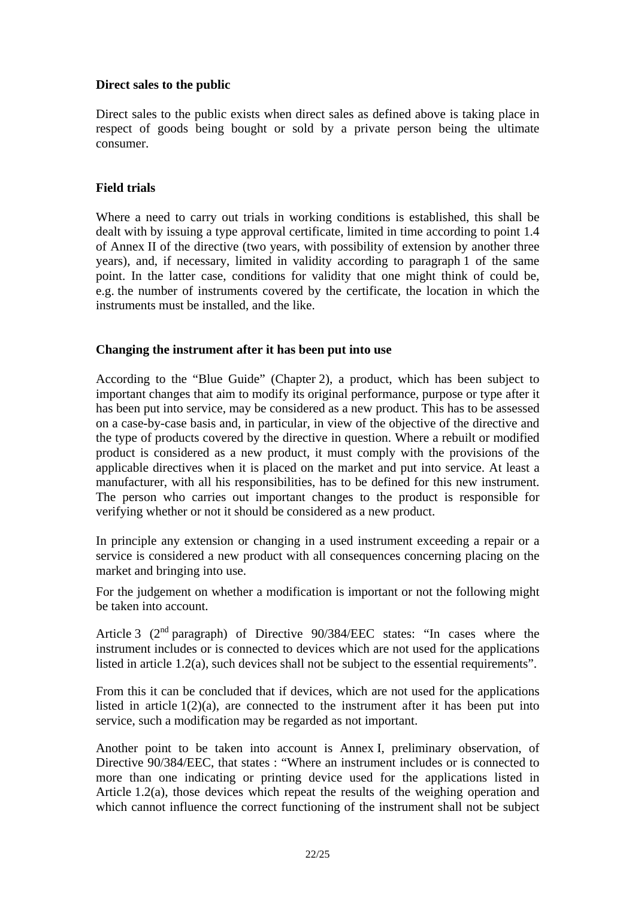**Direct sales to the public**

Direct sales to the public exists when direct sales as defined above is taking place in respect of goods being bought or sold by a private person being the ultimate consumer.

**Field trials**

Where a need to carry out trials in working conditions is established, this shall be dealt with by issuing a type approval certificate, limited in time according to point 1.4 of Annex II of the directive (two years, with possibility of extension by another three years), and, if necessary, limited in validity according to paragraph 1 of the same point. In the latter case, conditions for validity that one might think of could be, e.g. the number of instruments covered by the certificate, the location in which the instruments must be installed, and the like.

**Changing the instrument after it has been put into use**

According to the "Blue Guide" (Chapter 2), a product, which has been subject to important changes that aim to modify its original performance, purpose or type after it has been put into service, may be considered as a new product. This has to be assessed on a case-by-case basis and, in particular, in view of the objective of the directive and the type of products covered by the directive in question. Where a rebuilt or modified product is considered as a new product, it must comply with the provisions of the applicable directives when it is placed on the market and put into service. At least a manufacturer, with all his responsibilities, has to be defined for this new instrument. The person who carries out important changes to the product is responsible for verifying whether or not it should be considered as a new product.

In principle any extension or changing in a used instrument exceeding a repair or a service is considered a new product with all consequences concerning placing on the market and bringing into use.

For the judgement on whether a modification is important or not the following might be taken into account.

Article 3 (2nd paragraph) of Directive 90/384/EEC states: "In cases where the instrument includes or is connected to devices which are not used for the applications listed in article 1.2(a), such devices shall not be subject to the essential requirements".

From this it can be concluded that if devices, which are not used for the applications listed in article 1(2)(a), are connected to the instrument after it has been put into service, such a modification may be regarded as not important.

Another point to be taken into account is Annex I, preliminary observation, of Directive 90/384/EEC, that states : "Where an instrument includes or is connected to more than one indicating or printing device used for the applications listed in Article 1.2(a), those devices which repeat the results of the weighing operation and which cannot influence the correct functioning of the instrument shall not be subject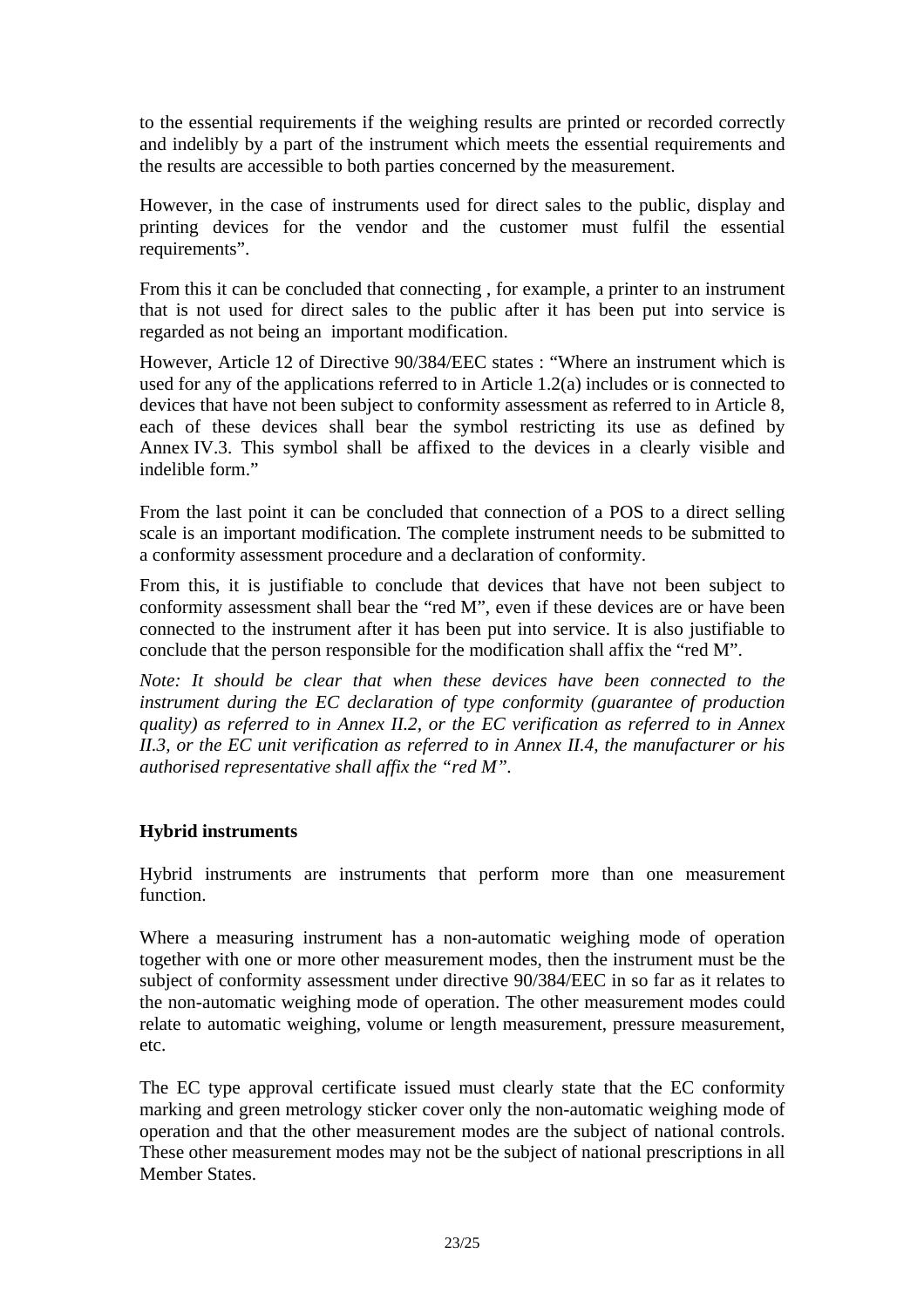to the essential requirements if the weighing results are printed or recorded correctly and indelibly by a part of the instrument which meets the essential requirements and the results are accessible to both parties concerned by the measurement.

However, in the case of instruments used for direct sales to the public, display and printing devices for the vendor and the customer must fulfil the essential requirements".

From this it can be concluded that connecting , for example, a printer to an instrument that is not used for direct sales to the public after it has been put into service is regarded as not being an important modification.

However, Article 12 of Directive 90/384/EEC states : "Where an instrument which is used for any of the applications referred to in Article 1.2(a) includes or is connected to devices that have not been subject to conformity assessment as referred to in Article 8, each of these devices shall bear the symbol restricting its use as defined by Annex IV.3. This symbol shall be affixed to the devices in a clearly visible and indelible form."

From the last point it can be concluded that connection of a POS to a direct selling scale is an important modification. The complete instrument needs to be submitted to a conformity assessment procedure and a declaration of conformity.

From this, it is justifiable to conclude that devices that have not been subject to conformity assessment shall bear the "red M", even if these devices are or have been connected to the instrument after it has been put into service. It is also justifiable to conclude that the person responsible for the modification shall affix the "red M".

*Note: It should be clear that when these devices have been connected to the instrument during the EC declaration of type conformity (guarantee of production quality) as referred to in Annex II.2, or the EC verification as referred to in Annex II.3, or the EC unit verification as referred to in Annex II.4, the manufacturer or his authorised representative shall affix the "red M".*

**Hybrid instruments**

Hybrid instruments are instruments that perform more than one measurement function.

Where a measuring instrument has a non-automatic weighing mode of operation together with one or more other measurement modes, then the instrument must be the subject of conformity assessment under directive 90/384/EEC in so far as it relates to the non-automatic weighing mode of operation. The other measurement modes could relate to automatic weighing, volume or length measurement, pressure measurement, etc.

The EC type approval certificate issued must clearly state that the EC conformity marking and green metrology sticker cover only the non-automatic weighing mode of operation and that the other measurement modes are the subject of national controls. These other measurement modes may not be the subject of national prescriptions in all Member States.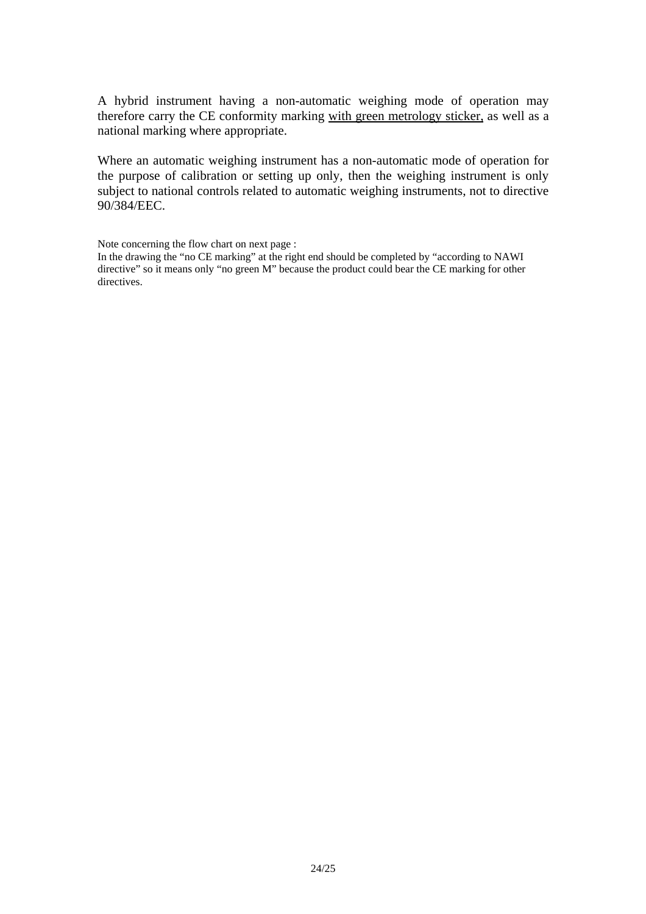A hybrid instrument having a non-automatic weighing mode of operation may therefore carry the CE conformity marking <u>with green metrology sticker,</u> as well as a national marking where appropriate.

Where an automatic weighing instrument has a non-automatic mode of operation for the purpose of calibration or setting up only, then the weighing instrument is only subject to national controls related to automatic weighing instruments, not to directive 90/384/EEC.

Note concerning the flow chart on next page :
In the drawing the "no CE marking" at the right end should be completed by "according to NAWI directive" so it means only "no green M" because the product could bear the CE marking for other directives.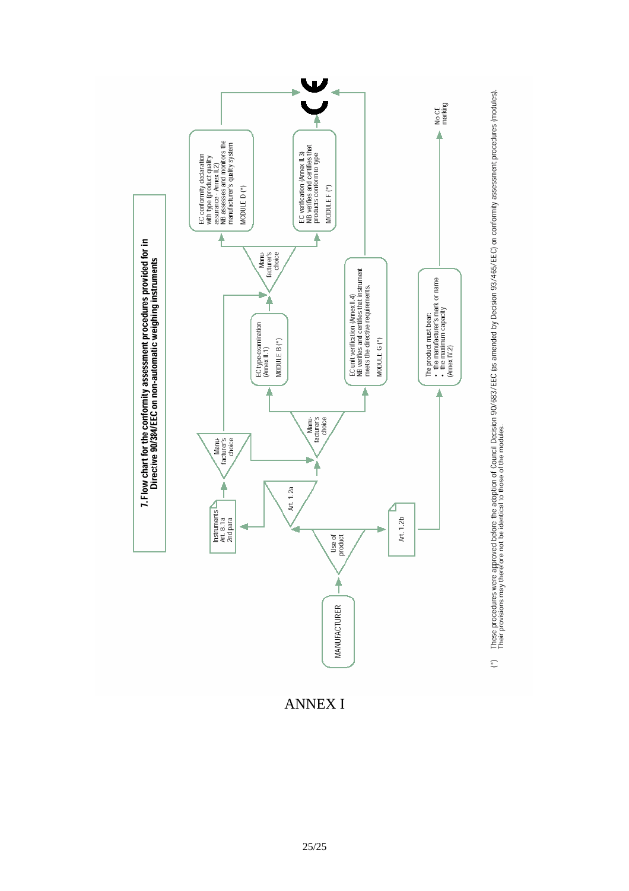**7. Flow chart for the conformity assessment procedures provided for in Directive 90/384/EEC on non-automatic weighing instruments**

MANUFACTURER

Use of product

Art. 1.2a

Art. 1.2b

Instruments Art. 8.1a 2nd para

Manu-facturer's choice

Manu-facturer's choice

EC type-examination (Annex II.1)

MODULE B (*)

EC unit verification (Annex II.4) NB verifies and certifies that instrument meets the directive requirements.

MODULE G (*)

Manu-facturer's choice

EC conformity declaration with type (product quality assurance - Annex II.2) NB assesses and monitors the manufacturer's quality system

MODULE D (*)

EC verification (Annex II.3) NB verifies and certifies that products conform to type

MODULE F (*)

CE

The product must bear:

- the manufacturer's mark or name
- the maximum capacity

(Annex IV.2)

No CE marking

(*) These procedures were approved before the adoption of Council Decision 90/683/EEC (as amended by Decision 93/465/EEC) on conformity assessment procedures (modules). Their provisions may therefore not be identical to those of the modules.

ANNEX I